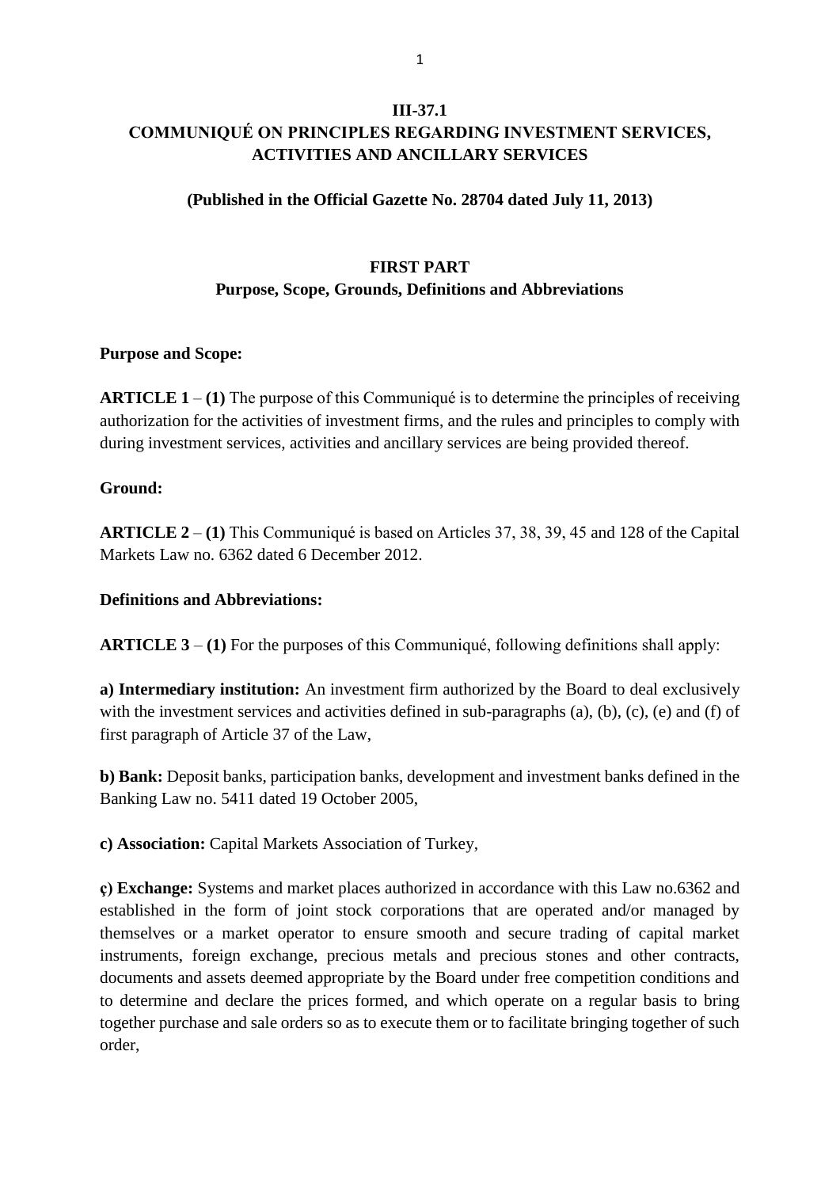# III-37.1
# COMMUNIQUÉ ON PRINCIPLES REGARDING INVESTMENT SERVICES, ACTIVITIES AND ANCILLARY SERVICES

**(Published in the Official Gazette No. 28704 dated July 11, 2013)**

## FIRST PART
## Purpose, Scope, Grounds, Definitions and Abbreviations

**Purpose and Scope:**

**ARTICLE 1** – **(1)** The purpose of this Communiqué is to determine the principles of receiving authorization for the activities of investment firms, and the rules and principles to comply with during investment services, activities and ancillary services are being provided thereof.

**Ground:**

**ARTICLE 2** – **(1)** This Communiqué is based on Articles 37, 38, 39, 45 and 128 of the Capital Markets Law no. 6362 dated 6 December 2012.

**Definitions and Abbreviations:**

**ARTICLE 3** – **(1)** For the purposes of this Communiqué, following definitions shall apply:

**a) Intermediary institution:** An investment firm authorized by the Board to deal exclusively with the investment services and activities defined in sub-paragraphs (a), (b), (c), (e) and (f) of first paragraph of Article 37 of the Law,

**b) Bank:** Deposit banks, participation banks, development and investment banks defined in the Banking Law no. 5411 dated 19 October 2005,

**c) Association:** Capital Markets Association of Turkey,

**ç) Exchange:** Systems and market places authorized in accordance with this Law no.6362 and established in the form of joint stock corporations that are operated and/or managed by themselves or a market operator to ensure smooth and secure trading of capital market instruments, foreign exchange, precious metals and precious stones and other contracts, documents and assets deemed appropriate by the Board under free competition conditions and to determine and declare the prices formed, and which operate on a regular basis to bring together purchase and sale orders so as to execute them or to facilitate bringing together of such order,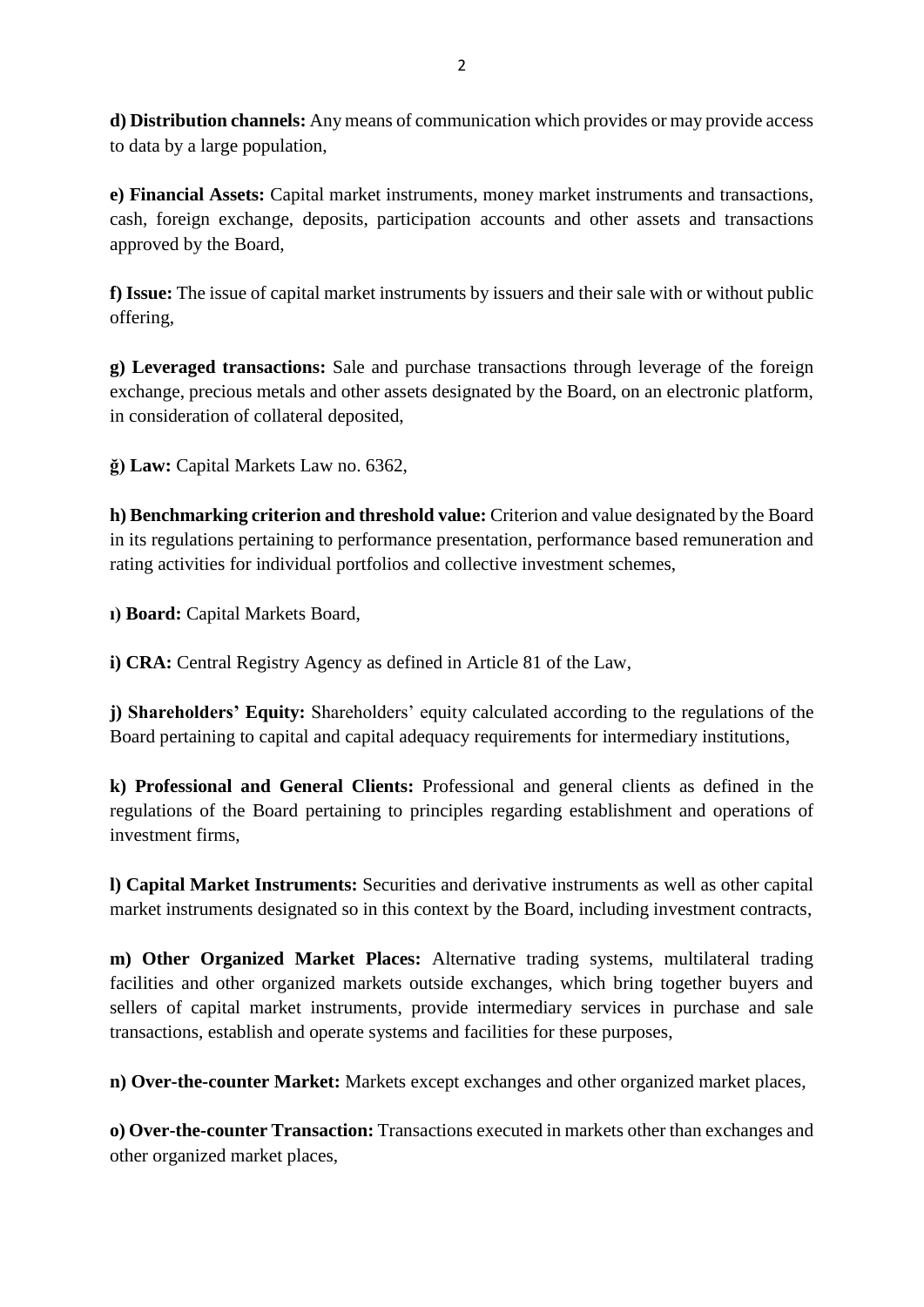**d) Distribution channels:** Any means of communication which provides or may provide access to data by a large population,

**e) Financial Assets:** Capital market instruments, money market instruments and transactions, cash, foreign exchange, deposits, participation accounts and other assets and transactions approved by the Board,

**f) Issue:** The issue of capital market instruments by issuers and their sale with or without public offering,

**g) Leveraged transactions:** Sale and purchase transactions through leverage of the foreign exchange, precious metals and other assets designated by the Board, on an electronic platform, in consideration of collateral deposited,

**ğ) Law:** Capital Markets Law no. 6362,

**h) Benchmarking criterion and threshold value:** Criterion and value designated by the Board in its regulations pertaining to performance presentation, performance based remuneration and rating activities for individual portfolios and collective investment schemes,

**ı) Board:** Capital Markets Board,

**i) CRA:** Central Registry Agency as defined in Article 81 of the Law,

**j) Shareholders' Equity:** Shareholders' equity calculated according to the regulations of the Board pertaining to capital and capital adequacy requirements for intermediary institutions,

**k) Professional and General Clients:** Professional and general clients as defined in the regulations of the Board pertaining to principles regarding establishment and operations of investment firms,

**l) Capital Market Instruments:** Securities and derivative instruments as well as other capital market instruments designated so in this context by the Board, including investment contracts,

**m) Other Organized Market Places:** Alternative trading systems, multilateral trading facilities and other organized markets outside exchanges, which bring together buyers and sellers of capital market instruments, provide intermediary services in purchase and sale transactions, establish and operate systems and facilities for these purposes,

**n) Over-the-counter Market:** Markets except exchanges and other organized market places,

**o) Over-the-counter Transaction:** Transactions executed in markets other than exchanges and other organized market places,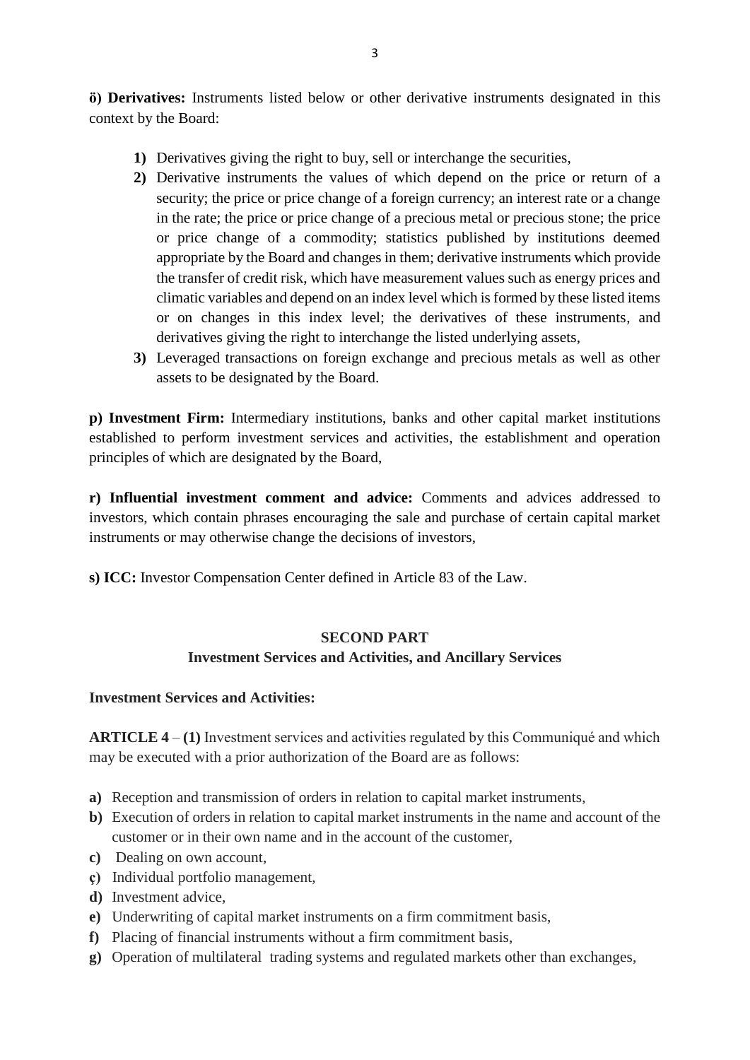**ö) Derivatives:** Instruments listed below or other derivative instruments designated in this context by the Board:

1) Derivatives giving the right to buy, sell or interchange the securities,
2) Derivative instruments the values of which depend on the price or return of a security; the price or price change of a foreign currency; an interest rate or a change in the rate; the price or price change of a precious metal or precious stone; the price or price change of a commodity; statistics published by institutions deemed appropriate by the Board and changes in them; derivative instruments which provide the transfer of credit risk, which have measurement values such as energy prices and climatic variables and depend on an index level which is formed by these listed items or on changes in this index level; the derivatives of these instruments, and derivatives giving the right to interchange the listed underlying assets,
3) Leveraged transactions on foreign exchange and precious metals as well as other assets to be designated by the Board.

**p) Investment Firm:** Intermediary institutions, banks and other capital market institutions established to perform investment services and activities, the establishment and operation principles of which are designated by the Board,

**r) Influential investment comment and advice:** Comments and advices addressed to investors, which contain phrases encouraging the sale and purchase of certain capital market instruments or may otherwise change the decisions of investors,

**s) ICC:** Investor Compensation Center defined in Article 83 of the Law.

## SECOND PART
## Investment Services and Activities, and Ancillary Services

**Investment Services and Activities:**

**ARTICLE 4** – **(1)** Investment services and activities regulated by this Communiqué and which may be executed with a prior authorization of the Board are as follows:

**a)** Reception and transmission of orders in relation to capital market instruments,
**b)** Execution of orders in relation to capital market instruments in the name and account of the customer or in their own name and in the account of the customer,
**c)** Dealing on own account,
**ç)** Individual portfolio management,
**d)** Investment advice,
**e)** Underwriting of capital market instruments on a firm commitment basis,
**f)** Placing of financial instruments without a firm commitment basis,
**g)** Operation of multilateral trading systems and regulated markets other than exchanges,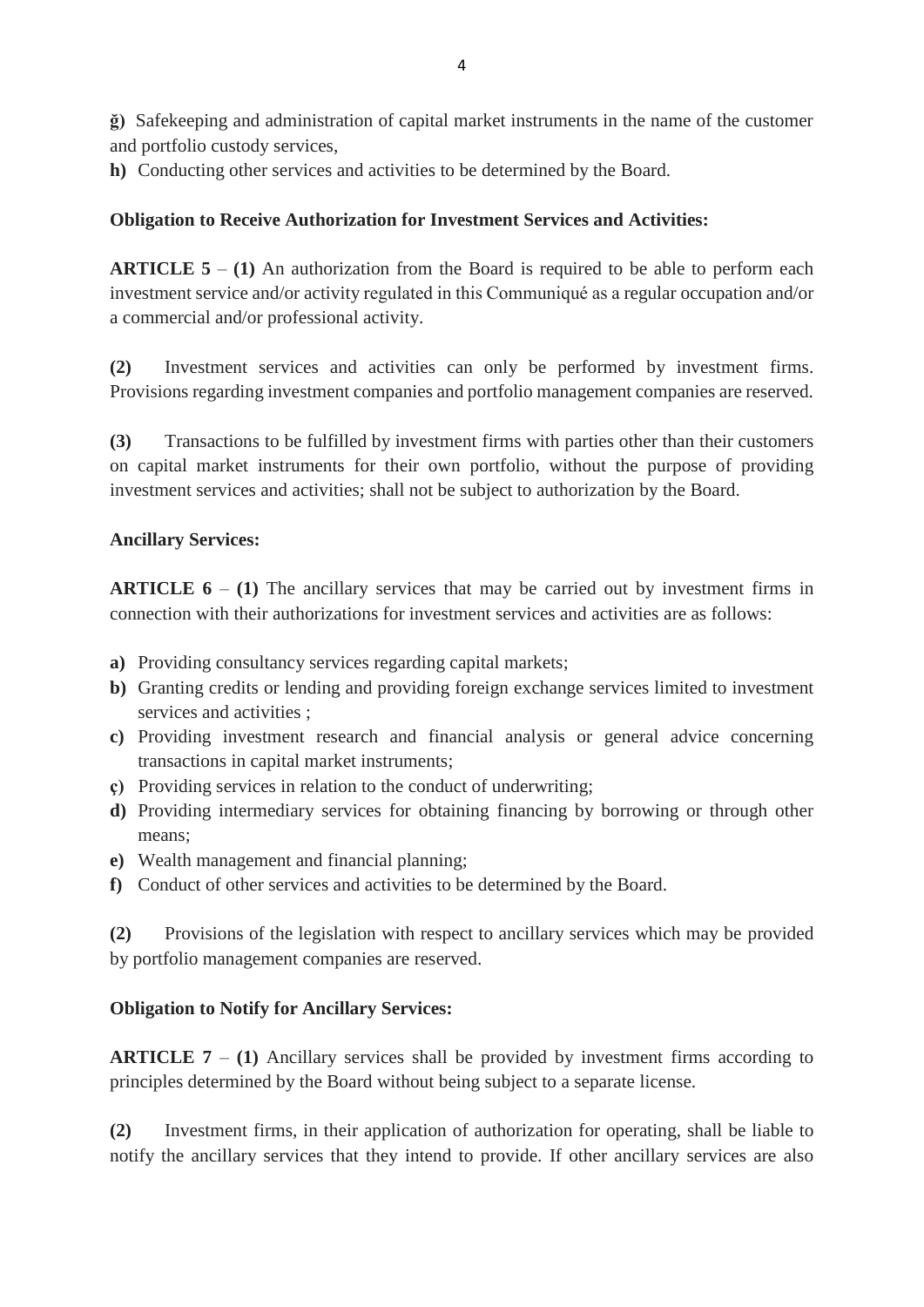**ğ)** Safekeeping and administration of capital market instruments in the name of the customer and portfolio custody services,

**h)** Conducting other services and activities to be determined by the Board.

**Obligation to Receive Authorization for Investment Services and Activities:**

**ARTICLE 5** – **(1)** An authorization from the Board is required to be able to perform each investment service and/or activity regulated in this Communiqué as a regular occupation and/or a commercial and/or professional activity.

**(2)** Investment services and activities can only be performed by investment firms. Provisions regarding investment companies and portfolio management companies are reserved.

**(3)** Transactions to be fulfilled by investment firms with parties other than their customers on capital market instruments for their own portfolio, without the purpose of providing investment services and activities; shall not be subject to authorization by the Board.

**Ancillary Services:**

**ARTICLE 6** – **(1)** The ancillary services that may be carried out by investment firms in connection with their authorizations for investment services and activities are as follows:

**a)** Providing consultancy services regarding capital markets;

**b)** Granting credits or lending and providing foreign exchange services limited to investment services and activities ;

**c)** Providing investment research and financial analysis or general advice concerning transactions in capital market instruments;

**ç)** Providing services in relation to the conduct of underwriting;

**d)** Providing intermediary services for obtaining financing by borrowing or through other means;

**e)** Wealth management and financial planning;

**f)** Conduct of other services and activities to be determined by the Board.

**(2)** Provisions of the legislation with respect to ancillary services which may be provided by portfolio management companies are reserved.

**Obligation to Notify for Ancillary Services:**

**ARTICLE 7** – **(1)** Ancillary services shall be provided by investment firms according to principles determined by the Board without being subject to a separate license.

**(2)** Investment firms, in their application of authorization for operating, shall be liable to notify the ancillary services that they intend to provide. If other ancillary services are also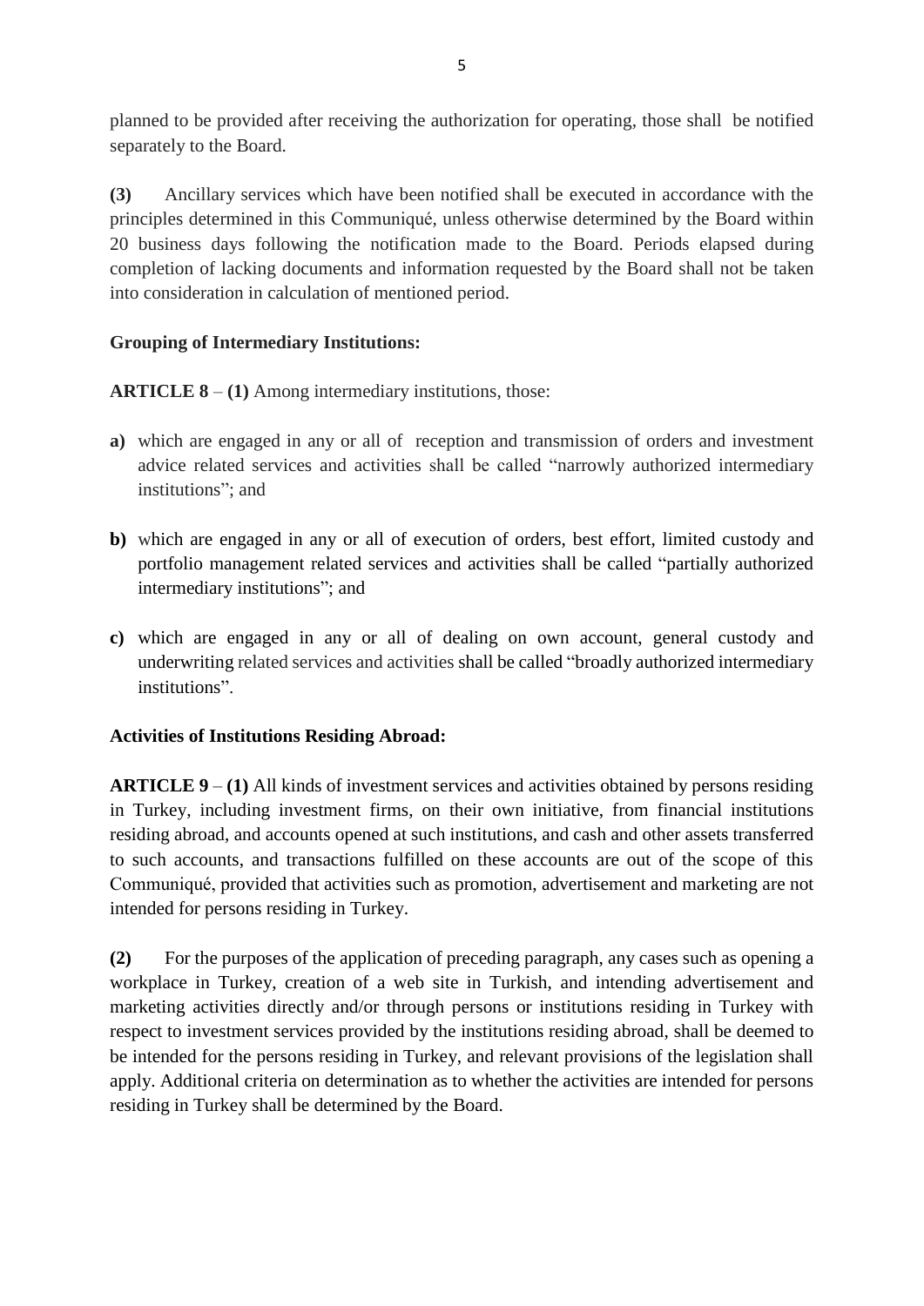planned to be provided after receiving the authorization for operating, those shall be notified separately to the Board.

**(3)** Ancillary services which have been notified shall be executed in accordance with the principles determined in this Communiqué, unless otherwise determined by the Board within 20 business days following the notification made to the Board. Periods elapsed during completion of lacking documents and information requested by the Board shall not be taken into consideration in calculation of mentioned period.

**Grouping of Intermediary Institutions:**

**ARTICLE 8** – **(1)** Among intermediary institutions, those:

**a)** which are engaged in any or all of reception and transmission of orders and investment advice related services and activities shall be called "narrowly authorized intermediary institutions"; and

**b)** which are engaged in any or all of execution of orders, best effort, limited custody and portfolio management related services and activities shall be called "partially authorized intermediary institutions"; and

**c)** which are engaged in any or all of dealing on own account, general custody and underwriting related services and activities shall be called "broadly authorized intermediary institutions".

**Activities of Institutions Residing Abroad:**

**ARTICLE 9** – **(1)** All kinds of investment services and activities obtained by persons residing in Turkey, including investment firms, on their own initiative, from financial institutions residing abroad, and accounts opened at such institutions, and cash and other assets transferred to such accounts, and transactions fulfilled on these accounts are out of the scope of this Communiqué, provided that activities such as promotion, advertisement and marketing are not intended for persons residing in Turkey.

**(2)** For the purposes of the application of preceding paragraph, any cases such as opening a workplace in Turkey, creation of a web site in Turkish, and intending advertisement and marketing activities directly and/or through persons or institutions residing in Turkey with respect to investment services provided by the institutions residing abroad, shall be deemed to be intended for the persons residing in Turkey, and relevant provisions of the legislation shall apply. Additional criteria on determination as to whether the activities are intended for persons residing in Turkey shall be determined by the Board.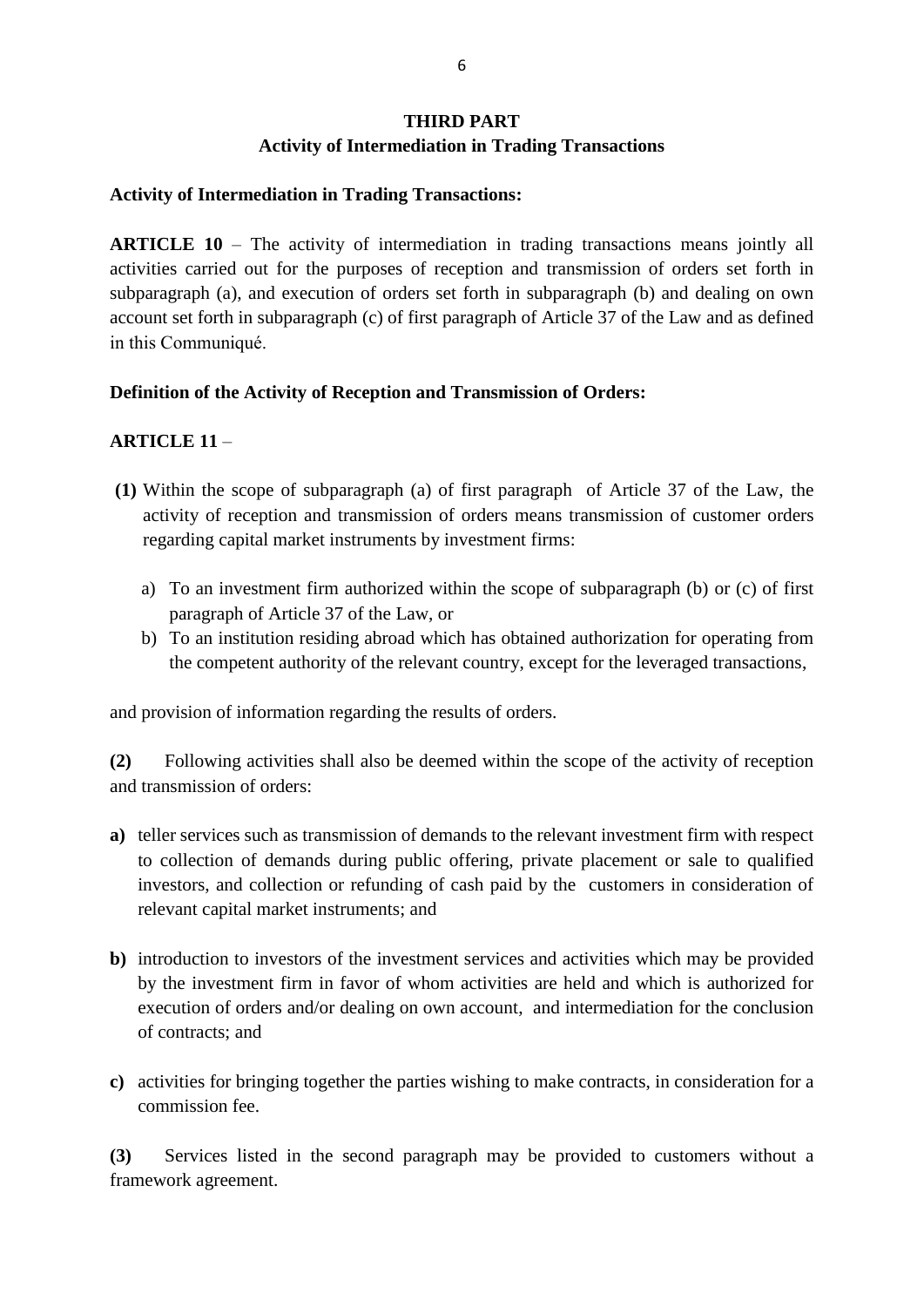## THIRD PART
## Activity of Intermediation in Trading Transactions

**Activity of Intermediation in Trading Transactions:**

**ARTICLE 10** – The activity of intermediation in trading transactions means jointly all activities carried out for the purposes of reception and transmission of orders set forth in subparagraph (a), and execution of orders set forth in subparagraph (b) and dealing on own account set forth in subparagraph (c) of first paragraph of Article 37 of the Law and as defined in this Communiqué.

**Definition of the Activity of Reception and Transmission of Orders:**

**ARTICLE 11** –

**(1)** Within the scope of subparagraph (a) of first paragraph of Article 37 of the Law, the activity of reception and transmission of orders means transmission of customer orders regarding capital market instruments by investment firms:

a) To an investment firm authorized within the scope of subparagraph (b) or (c) of first paragraph of Article 37 of the Law, or
b) To an institution residing abroad which has obtained authorization for operating from the competent authority of the relevant country, except for the leveraged transactions,

and provision of information regarding the results of orders.

**(2)** Following activities shall also be deemed within the scope of the activity of reception and transmission of orders:

**a)** teller services such as transmission of demands to the relevant investment firm with respect to collection of demands during public offering, private placement or sale to qualified investors, and collection or refunding of cash paid by the customers in consideration of relevant capital market instruments; and

**b)** introduction to investors of the investment services and activities which may be provided by the investment firm in favor of whom activities are held and which is authorized for execution of orders and/or dealing on own account, and intermediation for the conclusion of contracts; and

**c)** activities for bringing together the parties wishing to make contracts, in consideration for a commission fee.

**(3)** Services listed in the second paragraph may be provided to customers without a framework agreement.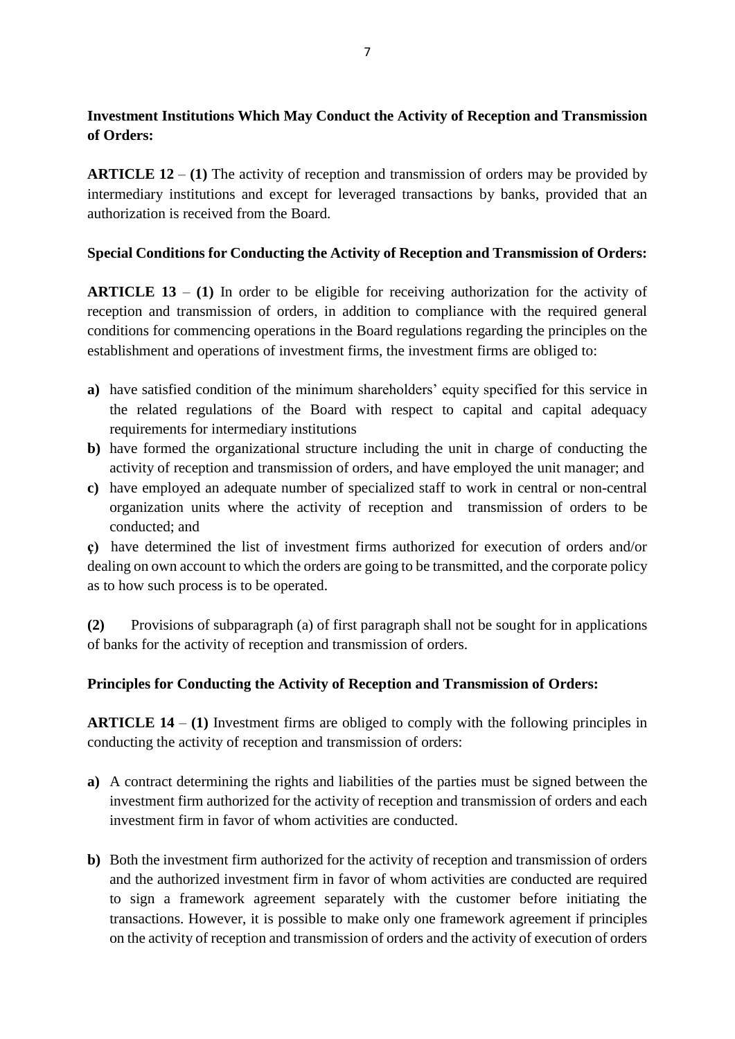**Investment Institutions Which May Conduct the Activity of Reception and Transmission of Orders:**

**ARTICLE 12** – **(1)** The activity of reception and transmission of orders may be provided by intermediary institutions and except for leveraged transactions by banks, provided that an authorization is received from the Board.

**Special Conditions for Conducting the Activity of Reception and Transmission of Orders:**

**ARTICLE 13** – **(1)** In order to be eligible for receiving authorization for the activity of reception and transmission of orders, in addition to compliance with the required general conditions for commencing operations in the Board regulations regarding the principles on the establishment and operations of investment firms, the investment firms are obliged to:

**a)** have satisfied condition of the minimum shareholders' equity specified for this service in the related regulations of the Board with respect to capital and capital adequacy requirements for intermediary institutions

**b)** have formed the organizational structure including the unit in charge of conducting the activity of reception and transmission of orders, and have employed the unit manager; and

**c)** have employed an adequate number of specialized staff to work in central or non-central organization units where the activity of reception and transmission of orders to be conducted; and

**ç)** have determined the list of investment firms authorized for execution of orders and/or dealing on own account to which the orders are going to be transmitted, and the corporate policy as to how such process is to be operated.

**(2)** Provisions of subparagraph (a) of first paragraph shall not be sought for in applications of banks for the activity of reception and transmission of orders.

**Principles for Conducting the Activity of Reception and Transmission of Orders:**

**ARTICLE 14** – **(1)** Investment firms are obliged to comply with the following principles in conducting the activity of reception and transmission of orders:

**a)** A contract determining the rights and liabilities of the parties must be signed between the investment firm authorized for the activity of reception and transmission of orders and each investment firm in favor of whom activities are conducted.

**b)** Both the investment firm authorized for the activity of reception and transmission of orders and the authorized investment firm in favor of whom activities are conducted are required to sign a framework agreement separately with the customer before initiating the transactions. However, it is possible to make only one framework agreement if principles on the activity of reception and transmission of orders and the activity of execution of orders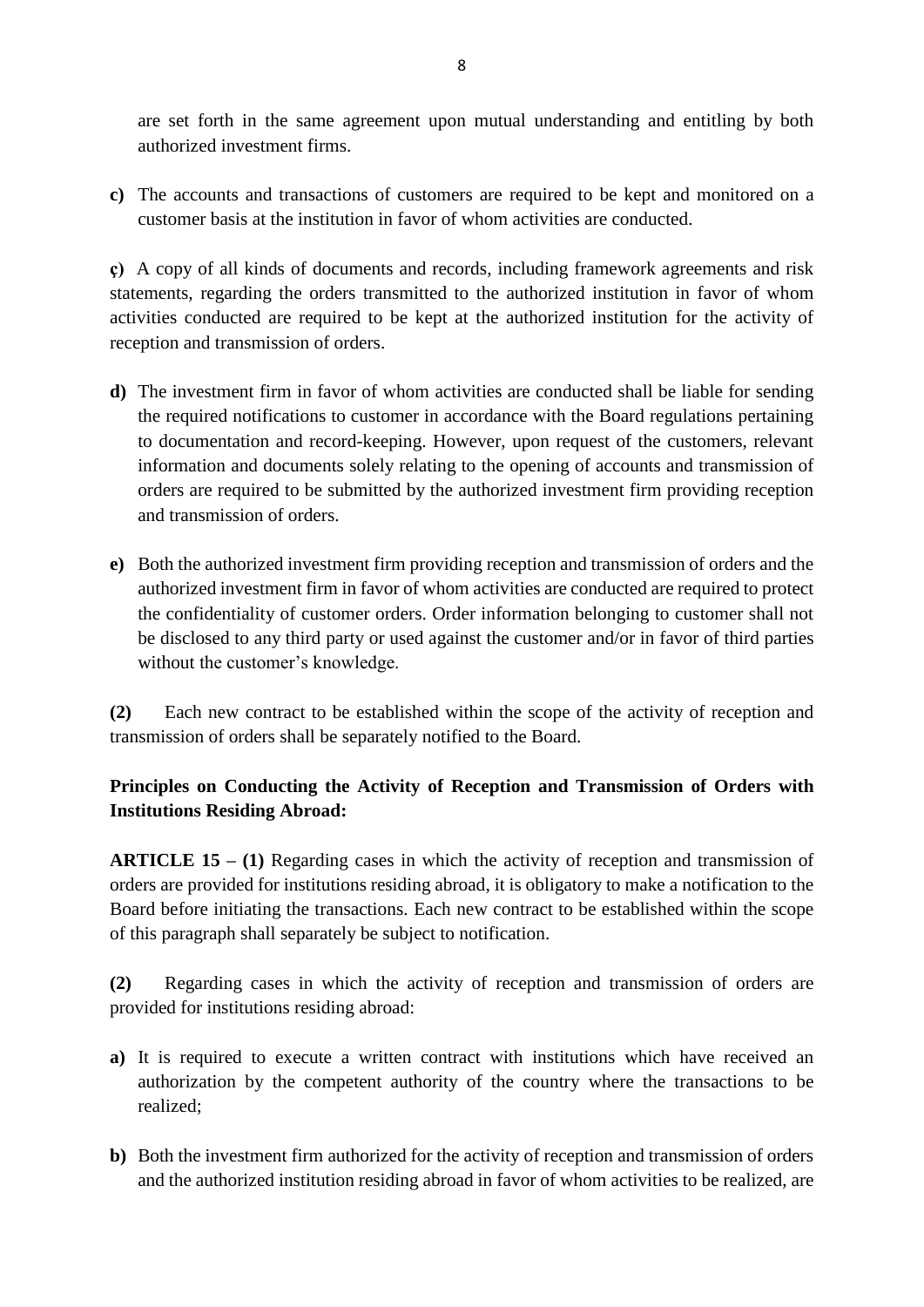are set forth in the same agreement upon mutual understanding and entitling by both authorized investment firms.

**c)** The accounts and transactions of customers are required to be kept and monitored on a customer basis at the institution in favor of whom activities are conducted.

**ç)** A copy of all kinds of documents and records, including framework agreements and risk statements, regarding the orders transmitted to the authorized institution in favor of whom activities conducted are required to be kept at the authorized institution for the activity of reception and transmission of orders.

**d)** The investment firm in favor of whom activities are conducted shall be liable for sending the required notifications to customer in accordance with the Board regulations pertaining to documentation and record-keeping. However, upon request of the customers, relevant information and documents solely relating to the opening of accounts and transmission of orders are required to be submitted by the authorized investment firm providing reception and transmission of orders.

**e)** Both the authorized investment firm providing reception and transmission of orders and the authorized investment firm in favor of whom activities are conducted are required to protect the confidentiality of customer orders. Order information belonging to customer shall not be disclosed to any third party or used against the customer and/or in favor of third parties without the customer's knowledge.

**(2)** Each new contract to be established within the scope of the activity of reception and transmission of orders shall be separately notified to the Board.

**Principles on Conducting the Activity of Reception and Transmission of Orders with Institutions Residing Abroad:**

**ARTICLE 15 – (1)** Regarding cases in which the activity of reception and transmission of orders are provided for institutions residing abroad, it is obligatory to make a notification to the Board before initiating the transactions. Each new contract to be established within the scope of this paragraph shall separately be subject to notification.

**(2)** Regarding cases in which the activity of reception and transmission of orders are provided for institutions residing abroad:

**a)** It is required to execute a written contract with institutions which have received an authorization by the competent authority of the country where the transactions to be realized;

**b)** Both the investment firm authorized for the activity of reception and transmission of orders and the authorized institution residing abroad in favor of whom activities to be realized, are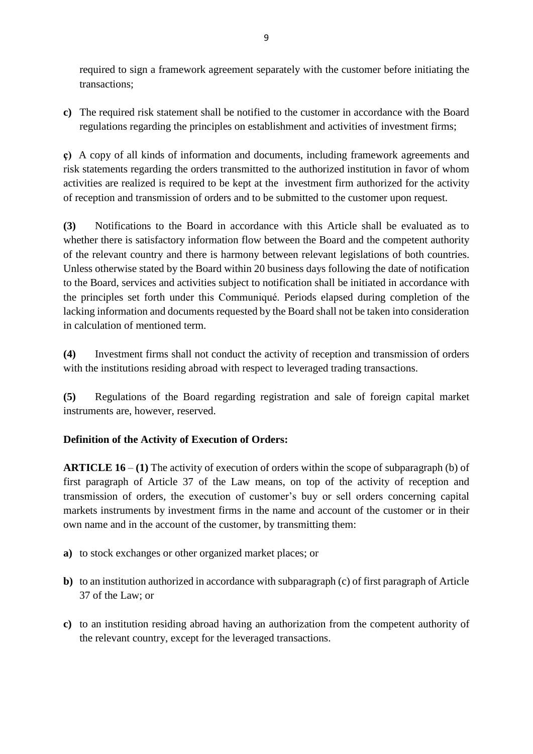required to sign a framework agreement separately with the customer before initiating the transactions;

**c)** The required risk statement shall be notified to the customer in accordance with the Board regulations regarding the principles on establishment and activities of investment firms;

**ç)** A copy of all kinds of information and documents, including framework agreements and risk statements regarding the orders transmitted to the authorized institution in favor of whom activities are realized is required to be kept at the investment firm authorized for the activity of reception and transmission of orders and to be submitted to the customer upon request.

**(3)** Notifications to the Board in accordance with this Article shall be evaluated as to whether there is satisfactory information flow between the Board and the competent authority of the relevant country and there is harmony between relevant legislations of both countries. Unless otherwise stated by the Board within 20 business days following the date of notification to the Board, services and activities subject to notification shall be initiated in accordance with the principles set forth under this Communiqué. Periods elapsed during completion of the lacking information and documents requested by the Board shall not be taken into consideration in calculation of mentioned term.

**(4)** Investment firms shall not conduct the activity of reception and transmission of orders with the institutions residing abroad with respect to leveraged trading transactions.

**(5)** Regulations of the Board regarding registration and sale of foreign capital market instruments are, however, reserved.

**Definition of the Activity of Execution of Orders:**

**ARTICLE 16** – **(1)** The activity of execution of orders within the scope of subparagraph (b) of first paragraph of Article 37 of the Law means, on top of the activity of reception and transmission of orders, the execution of customer's buy or sell orders concerning capital markets instruments by investment firms in the name and account of the customer or in their own name and in the account of the customer, by transmitting them:

**a)** to stock exchanges or other organized market places; or

**b)** to an institution authorized in accordance with subparagraph (c) of first paragraph of Article 37 of the Law; or

**c)** to an institution residing abroad having an authorization from the competent authority of the relevant country, except for the leveraged transactions.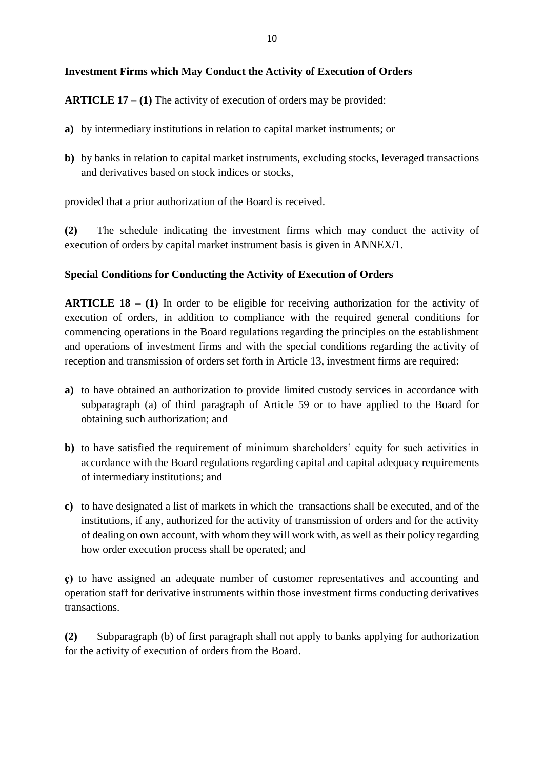**Investment Firms which May Conduct the Activity of Execution of Orders**

**ARTICLE 17** – **(1)** The activity of execution of orders may be provided:

**a)** by intermediary institutions in relation to capital market instruments; or

**b)** by banks in relation to capital market instruments, excluding stocks, leveraged transactions and derivatives based on stock indices or stocks,

provided that a prior authorization of the Board is received.

**(2)** The schedule indicating the investment firms which may conduct the activity of execution of orders by capital market instrument basis is given in ANNEX/1.

**Special Conditions for Conducting the Activity of Execution of Orders**

**ARTICLE 18 – (1)** In order to be eligible for receiving authorization for the activity of execution of orders, in addition to compliance with the required general conditions for commencing operations in the Board regulations regarding the principles on the establishment and operations of investment firms and with the special conditions regarding the activity of reception and transmission of orders set forth in Article 13, investment firms are required:

**a)** to have obtained an authorization to provide limited custody services in accordance with subparagraph (a) of third paragraph of Article 59 or to have applied to the Board for obtaining such authorization; and

**b)** to have satisfied the requirement of minimum shareholders' equity for such activities in accordance with the Board regulations regarding capital and capital adequacy requirements of intermediary institutions; and

**c)** to have designated a list of markets in which the transactions shall be executed, and of the institutions, if any, authorized for the activity of transmission of orders and for the activity of dealing on own account, with whom they will work with, as well as their policy regarding how order execution process shall be operated; and

**ç)** to have assigned an adequate number of customer representatives and accounting and operation staff for derivative instruments within those investment firms conducting derivatives transactions.

**(2)** Subparagraph (b) of first paragraph shall not apply to banks applying for authorization for the activity of execution of orders from the Board.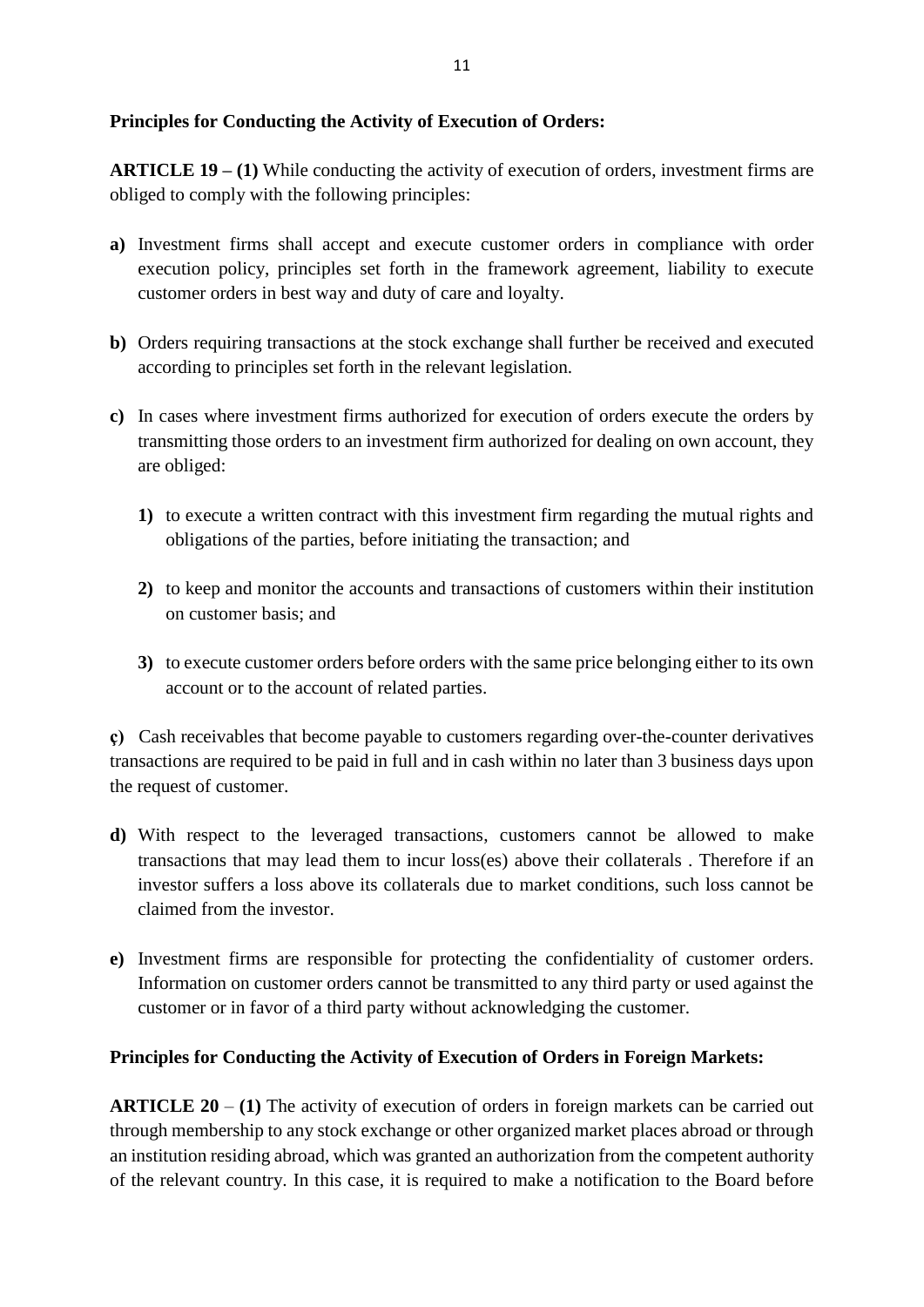**Principles for Conducting the Activity of Execution of Orders:**

**ARTICLE 19 – (1)** While conducting the activity of execution of orders, investment firms are obliged to comply with the following principles:

**a)** Investment firms shall accept and execute customer orders in compliance with order execution policy, principles set forth in the framework agreement, liability to execute customer orders in best way and duty of care and loyalty.

**b)** Orders requiring transactions at the stock exchange shall further be received and executed according to principles set forth in the relevant legislation.

**c)** In cases where investment firms authorized for execution of orders execute the orders by transmitting those orders to an investment firm authorized for dealing on own account, they are obliged:

**1)** to execute a written contract with this investment firm regarding the mutual rights and obligations of the parties, before initiating the transaction; and

**2)** to keep and monitor the accounts and transactions of customers within their institution on customer basis; and

**3)** to execute customer orders before orders with the same price belonging either to its own account or to the account of related parties.

**ç)** Cash receivables that become payable to customers regarding over-the-counter derivatives transactions are required to be paid in full and in cash within no later than 3 business days upon the request of customer.

**d)** With respect to the leveraged transactions, customers cannot be allowed to make transactions that may lead them to incur loss(es) above their collaterals . Therefore if an investor suffers a loss above its collaterals due to market conditions, such loss cannot be claimed from the investor.

**e)** Investment firms are responsible for protecting the confidentiality of customer orders. Information on customer orders cannot be transmitted to any third party or used against the customer or in favor of a third party without acknowledging the customer.

**Principles for Conducting the Activity of Execution of Orders in Foreign Markets:**

**ARTICLE 20** – **(1)** The activity of execution of orders in foreign markets can be carried out through membership to any stock exchange or other organized market places abroad or through an institution residing abroad, which was granted an authorization from the competent authority of the relevant country. In this case, it is required to make a notification to the Board before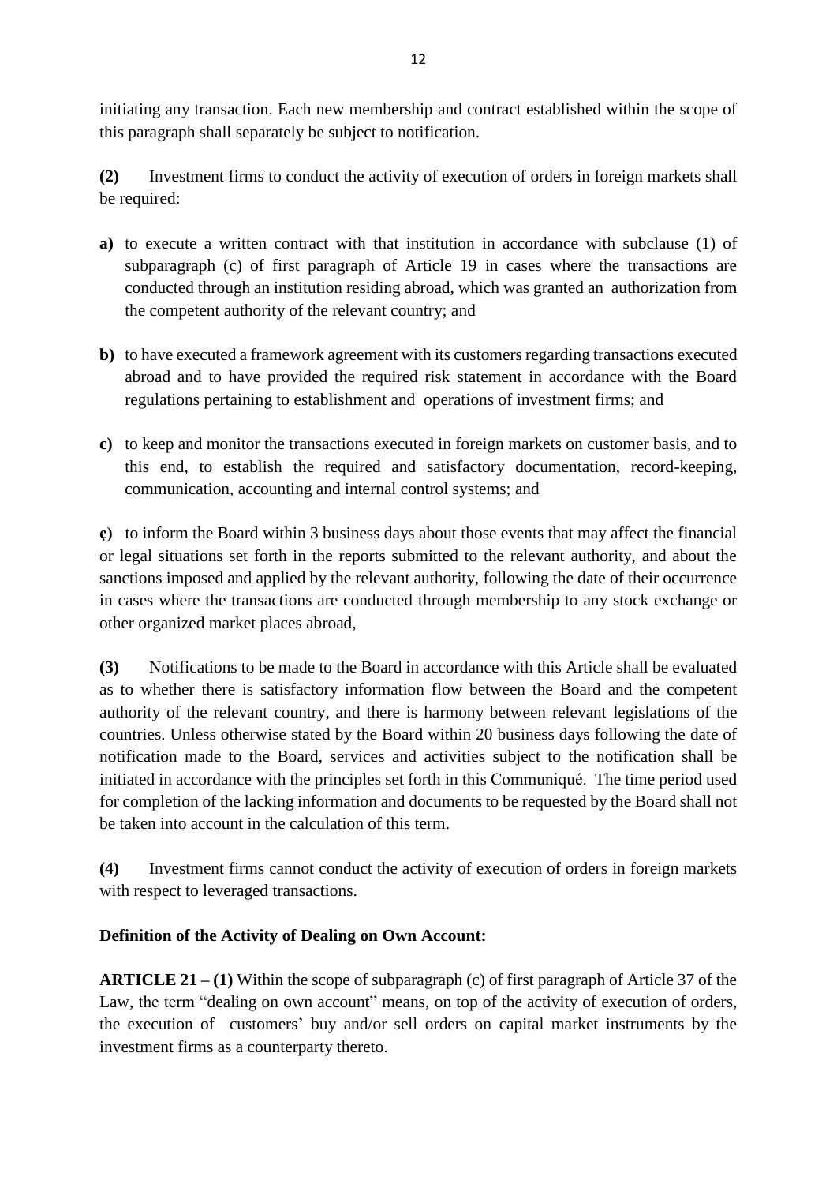initiating any transaction. Each new membership and contract established within the scope of this paragraph shall separately be subject to notification.

**(2)** Investment firms to conduct the activity of execution of orders in foreign markets shall be required:

**a)** to execute a written contract with that institution in accordance with subclause (1) of subparagraph (c) of first paragraph of Article 19 in cases where the transactions are conducted through an institution residing abroad, which was granted an authorization from the competent authority of the relevant country; and

**b)** to have executed a framework agreement with its customers regarding transactions executed abroad and to have provided the required risk statement in accordance with the Board regulations pertaining to establishment and operations of investment firms; and

**c)** to keep and monitor the transactions executed in foreign markets on customer basis, and to this end, to establish the required and satisfactory documentation, record-keeping, communication, accounting and internal control systems; and

**ç)** to inform the Board within 3 business days about those events that may affect the financial or legal situations set forth in the reports submitted to the relevant authority, and about the sanctions imposed and applied by the relevant authority, following the date of their occurrence in cases where the transactions are conducted through membership to any stock exchange or other organized market places abroad,

**(3)** Notifications to be made to the Board in accordance with this Article shall be evaluated as to whether there is satisfactory information flow between the Board and the competent authority of the relevant country, and there is harmony between relevant legislations of the countries. Unless otherwise stated by the Board within 20 business days following the date of notification made to the Board, services and activities subject to the notification shall be initiated in accordance with the principles set forth in this Communiqué. The time period used for completion of the lacking information and documents to be requested by the Board shall not be taken into account in the calculation of this term.

**(4)** Investment firms cannot conduct the activity of execution of orders in foreign markets with respect to leveraged transactions.

**Definition of the Activity of Dealing on Own Account:**

**ARTICLE 21 – (1)** Within the scope of subparagraph (c) of first paragraph of Article 37 of the Law, the term "dealing on own account" means, on top of the activity of execution of orders, the execution of customers' buy and/or sell orders on capital market instruments by the investment firms as a counterparty thereto.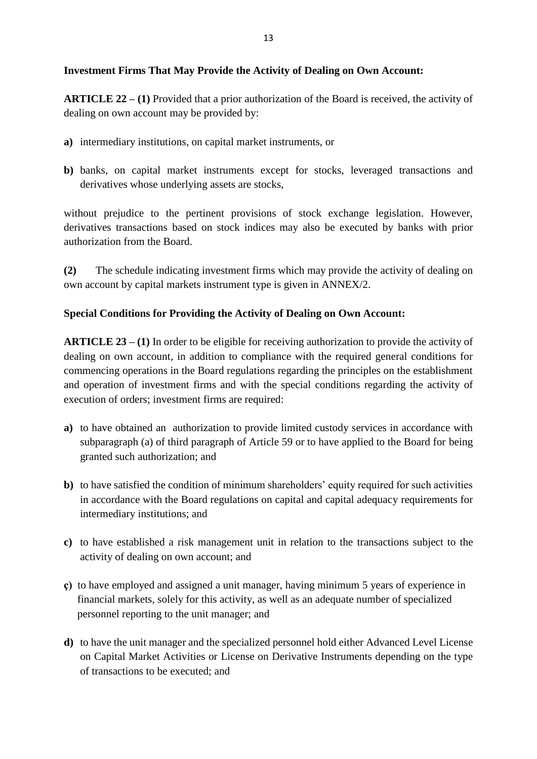**Investment Firms That May Provide the Activity of Dealing on Own Account:**

**ARTICLE 22 – (1)** Provided that a prior authorization of the Board is received, the activity of dealing on own account may be provided by:

**a)** intermediary institutions, on capital market instruments, or

**b)** banks, on capital market instruments except for stocks, leveraged transactions and derivatives whose underlying assets are stocks,

without prejudice to the pertinent provisions of stock exchange legislation. However, derivatives transactions based on stock indices may also be executed by banks with prior authorization from the Board.

**(2)** The schedule indicating investment firms which may provide the activity of dealing on own account by capital markets instrument type is given in ANNEX/2.

**Special Conditions for Providing the Activity of Dealing on Own Account:**

**ARTICLE 23 – (1)** In order to be eligible for receiving authorization to provide the activity of dealing on own account, in addition to compliance with the required general conditions for commencing operations in the Board regulations regarding the principles on the establishment and operation of investment firms and with the special conditions regarding the activity of execution of orders; investment firms are required:

**a)** to have obtained an authorization to provide limited custody services in accordance with subparagraph (a) of third paragraph of Article 59 or to have applied to the Board for being granted such authorization; and

**b)** to have satisfied the condition of minimum shareholders' equity required for such activities in accordance with the Board regulations on capital and capital adequacy requirements for intermediary institutions; and

**c)** to have established a risk management unit in relation to the transactions subject to the activity of dealing on own account; and

**ç)** to have employed and assigned a unit manager, having minimum 5 years of experience in financial markets, solely for this activity, as well as an adequate number of specialized personnel reporting to the unit manager; and

**d)** to have the unit manager and the specialized personnel hold either Advanced Level License on Capital Market Activities or License on Derivative Instruments depending on the type of transactions to be executed; and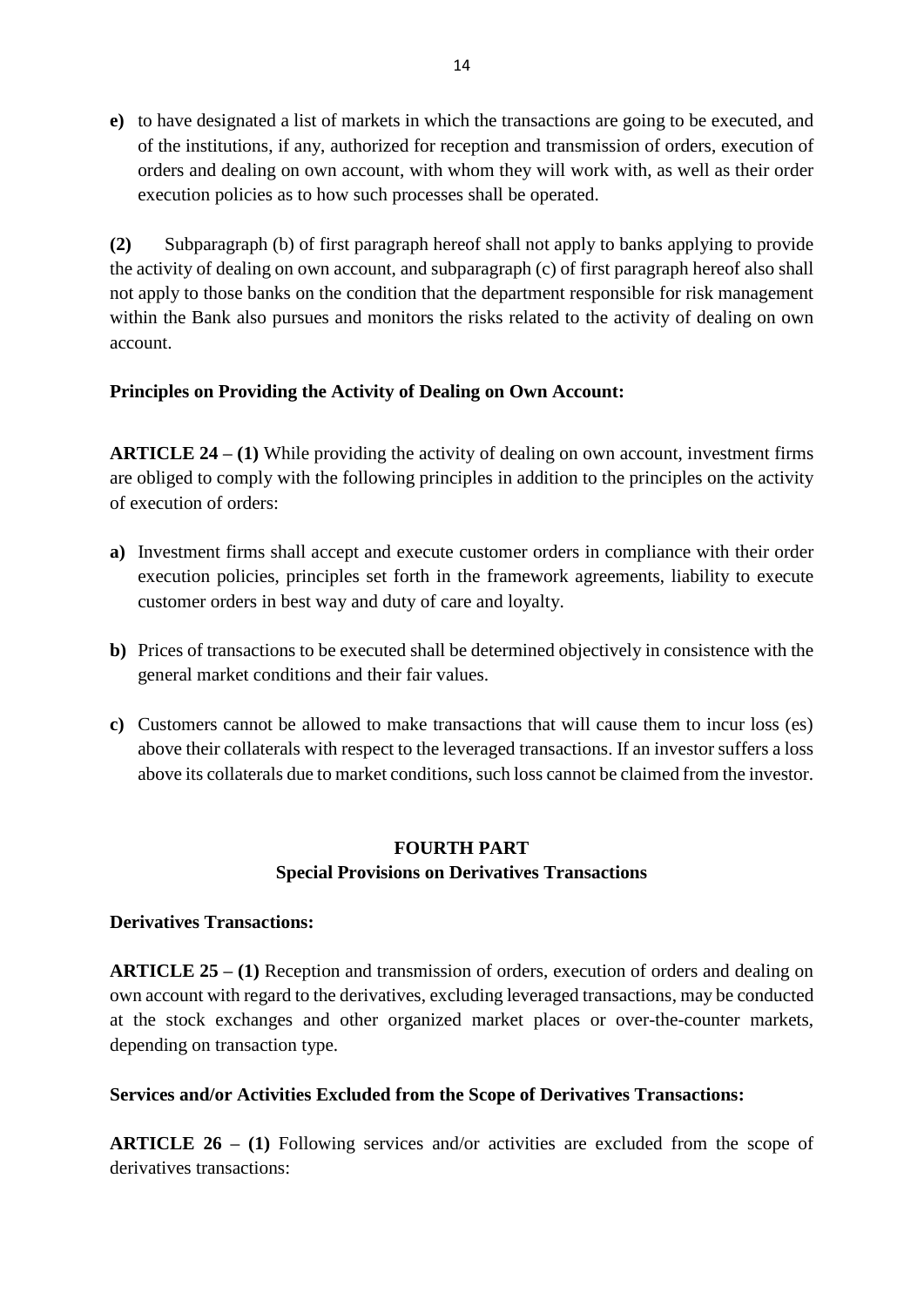**e)** to have designated a list of markets in which the transactions are going to be executed, and of the institutions, if any, authorized for reception and transmission of orders, execution of orders and dealing on own account, with whom they will work with, as well as their order execution policies as to how such processes shall be operated.

**(2)** Subparagraph (b) of first paragraph hereof shall not apply to banks applying to provide the activity of dealing on own account, and subparagraph (c) of first paragraph hereof also shall not apply to those banks on the condition that the department responsible for risk management within the Bank also pursues and monitors the risks related to the activity of dealing on own account.

**Principles on Providing the Activity of Dealing on Own Account:**

**ARTICLE 24 – (1)** While providing the activity of dealing on own account, investment firms are obliged to comply with the following principles in addition to the principles on the activity of execution of orders:

**a)** Investment firms shall accept and execute customer orders in compliance with their order execution policies, principles set forth in the framework agreements, liability to execute customer orders in best way and duty of care and loyalty.

**b)** Prices of transactions to be executed shall be determined objectively in consistence with the general market conditions and their fair values.

**c)** Customers cannot be allowed to make transactions that will cause them to incur loss (es) above their collaterals with respect to the leveraged transactions. If an investor suffers a loss above its collaterals due to market conditions, such loss cannot be claimed from the investor.

## FOURTH PART
## Special Provisions on Derivatives Transactions

**Derivatives Transactions:**

**ARTICLE 25 – (1)** Reception and transmission of orders, execution of orders and dealing on own account with regard to the derivatives, excluding leveraged transactions, may be conducted at the stock exchanges and other organized market places or over-the-counter markets, depending on transaction type.

**Services and/or Activities Excluded from the Scope of Derivatives Transactions:**

**ARTICLE 26 – (1)** Following services and/or activities are excluded from the scope of derivatives transactions: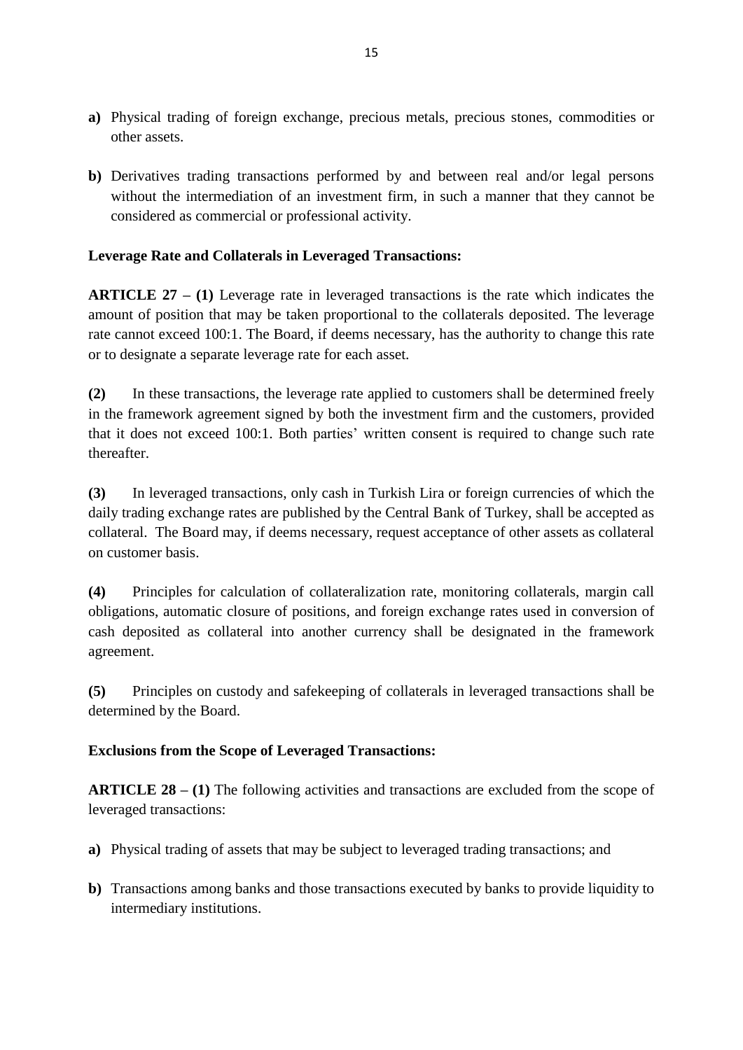**a)** Physical trading of foreign exchange, precious metals, precious stones, commodities or other assets.

**b)** Derivatives trading transactions performed by and between real and/or legal persons without the intermediation of an investment firm, in such a manner that they cannot be considered as commercial or professional activity.

**Leverage Rate and Collaterals in Leveraged Transactions:**

**ARTICLE 27 – (1)** Leverage rate in leveraged transactions is the rate which indicates the amount of position that may be taken proportional to the collaterals deposited. The leverage rate cannot exceed 100:1. The Board, if deems necessary, has the authority to change this rate or to designate a separate leverage rate for each asset.

**(2)** In these transactions, the leverage rate applied to customers shall be determined freely in the framework agreement signed by both the investment firm and the customers, provided that it does not exceed 100:1. Both parties' written consent is required to change such rate thereafter.

**(3)** In leveraged transactions, only cash in Turkish Lira or foreign currencies of which the daily trading exchange rates are published by the Central Bank of Turkey, shall be accepted as collateral. The Board may, if deems necessary, request acceptance of other assets as collateral on customer basis.

**(4)** Principles for calculation of collateralization rate, monitoring collaterals, margin call obligations, automatic closure of positions, and foreign exchange rates used in conversion of cash deposited as collateral into another currency shall be designated in the framework agreement.

**(5)** Principles on custody and safekeeping of collaterals in leveraged transactions shall be determined by the Board.

**Exclusions from the Scope of Leveraged Transactions:**

**ARTICLE 28 – (1)** The following activities and transactions are excluded from the scope of leveraged transactions:

**a)** Physical trading of assets that may be subject to leveraged trading transactions; and

**b)** Transactions among banks and those transactions executed by banks to provide liquidity to intermediary institutions.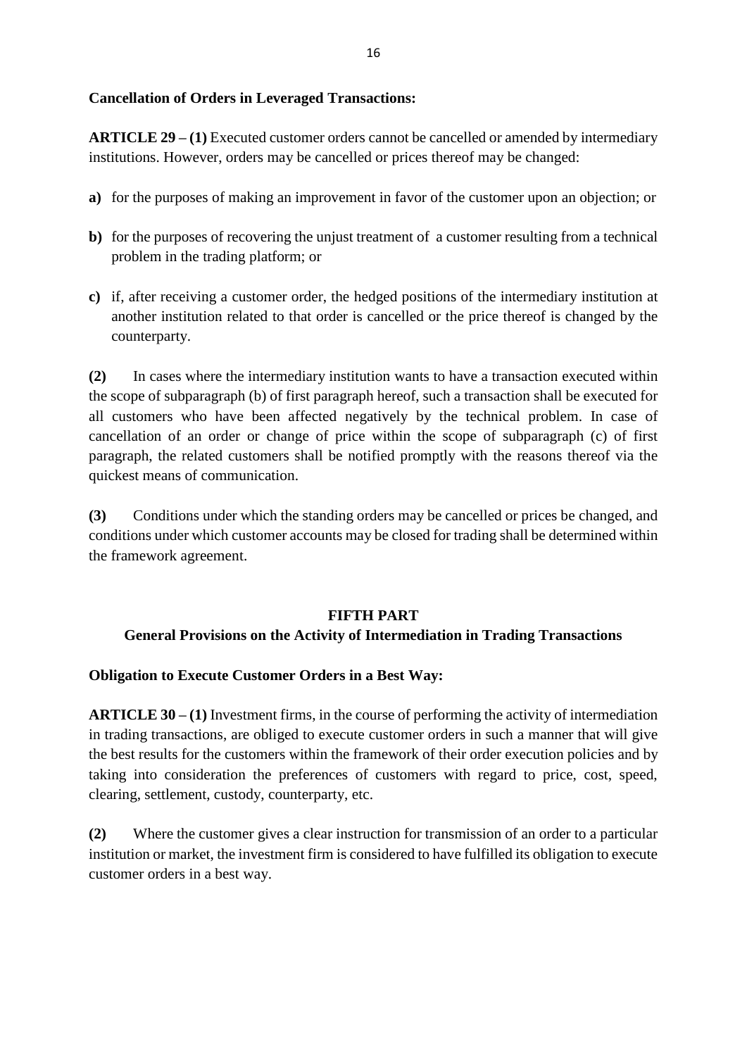**Cancellation of Orders in Leveraged Transactions:**

**ARTICLE 29 – (1)** Executed customer orders cannot be cancelled or amended by intermediary institutions. However, orders may be cancelled or prices thereof may be changed:

**a)** for the purposes of making an improvement in favor of the customer upon an objection; or

**b)** for the purposes of recovering the unjust treatment of a customer resulting from a technical problem in the trading platform; or

**c)** if, after receiving a customer order, the hedged positions of the intermediary institution at another institution related to that order is cancelled or the price thereof is changed by the counterparty.

**(2)** In cases where the intermediary institution wants to have a transaction executed within the scope of subparagraph (b) of first paragraph hereof, such a transaction shall be executed for all customers who have been affected negatively by the technical problem. In case of cancellation of an order or change of price within the scope of subparagraph (c) of first paragraph, the related customers shall be notified promptly with the reasons thereof via the quickest means of communication.

**(3)** Conditions under which the standing orders may be cancelled or prices be changed, and conditions under which customer accounts may be closed for trading shall be determined within the framework agreement.

## FIFTH PART
## General Provisions on the Activity of Intermediation in Trading Transactions

**Obligation to Execute Customer Orders in a Best Way:**

**ARTICLE 30 – (1)** Investment firms, in the course of performing the activity of intermediation in trading transactions, are obliged to execute customer orders in such a manner that will give the best results for the customers within the framework of their order execution policies and by taking into consideration the preferences of customers with regard to price, cost, speed, clearing, settlement, custody, counterparty, etc.

**(2)** Where the customer gives a clear instruction for transmission of an order to a particular institution or market, the investment firm is considered to have fulfilled its obligation to execute customer orders in a best way.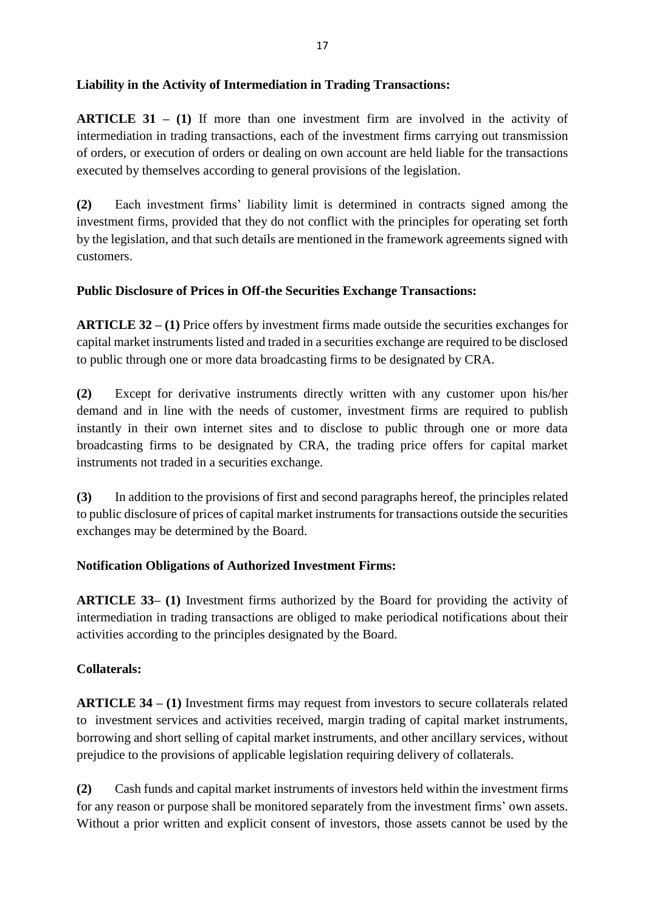**Liability in the Activity of Intermediation in Trading Transactions:**

**ARTICLE 31 – (1)** If more than one investment firm are involved in the activity of intermediation in trading transactions, each of the investment firms carrying out transmission of orders, or execution of orders or dealing on own account are held liable for the transactions executed by themselves according to general provisions of the legislation.

**(2)** Each investment firms' liability limit is determined in contracts signed among the investment firms, provided that they do not conflict with the principles for operating set forth by the legislation, and that such details are mentioned in the framework agreements signed with customers.

**Public Disclosure of Prices in Off-the Securities Exchange Transactions:**

**ARTICLE 32 – (1)** Price offers by investment firms made outside the securities exchanges for capital market instruments listed and traded in a securities exchange are required to be disclosed to public through one or more data broadcasting firms to be designated by CRA.

**(2)** Except for derivative instruments directly written with any customer upon his/her demand and in line with the needs of customer, investment firms are required to publish instantly in their own internet sites and to disclose to public through one or more data broadcasting firms to be designated by CRA, the trading price offers for capital market instruments not traded in a securities exchange.

**(3)** In addition to the provisions of first and second paragraphs hereof, the principles related to public disclosure of prices of capital market instruments for transactions outside the securities exchanges may be determined by the Board.

**Notification Obligations of Authorized Investment Firms:**

**ARTICLE 33– (1)** Investment firms authorized by the Board for providing the activity of intermediation in trading transactions are obliged to make periodical notifications about their activities according to the principles designated by the Board.

**Collaterals:**

**ARTICLE 34 – (1)** Investment firms may request from investors to secure collaterals related to investment services and activities received, margin trading of capital market instruments, borrowing and short selling of capital market instruments, and other ancillary services, without prejudice to the provisions of applicable legislation requiring delivery of collaterals.

**(2)** Cash funds and capital market instruments of investors held within the investment firms for any reason or purpose shall be monitored separately from the investment firms' own assets. Without a prior written and explicit consent of investors, those assets cannot be used by the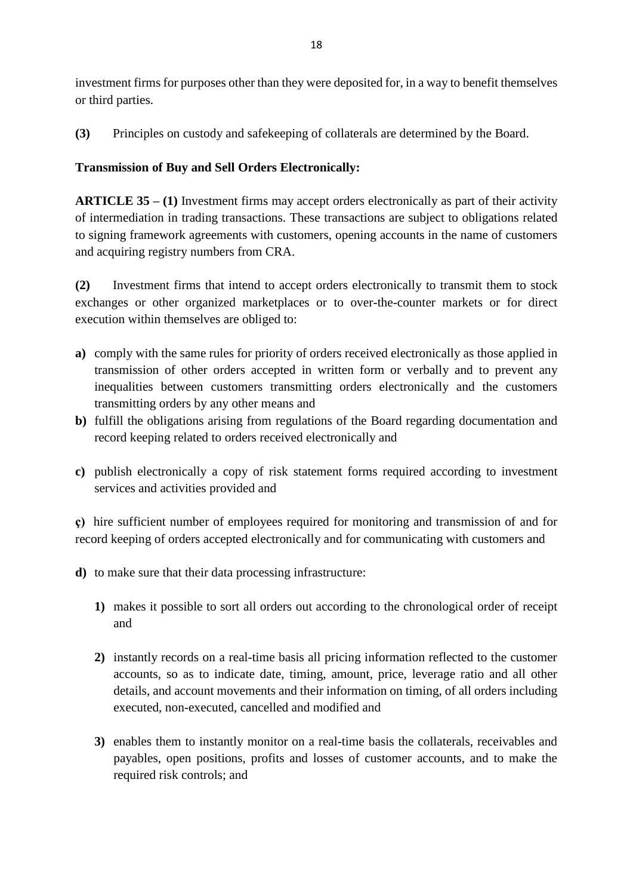investment firms for purposes other than they were deposited for, in a way to benefit themselves or third parties.

**(3)** Principles on custody and safekeeping of collaterals are determined by the Board.

**Transmission of Buy and Sell Orders Electronically:**

**ARTICLE 35 – (1)** Investment firms may accept orders electronically as part of their activity of intermediation in trading transactions. These transactions are subject to obligations related to signing framework agreements with customers, opening accounts in the name of customers and acquiring registry numbers from CRA.

**(2)** Investment firms that intend to accept orders electronically to transmit them to stock exchanges or other organized marketplaces or to over-the-counter markets or for direct execution within themselves are obliged to:

**a)** comply with the same rules for priority of orders received electronically as those applied in transmission of other orders accepted in written form or verbally and to prevent any inequalities between customers transmitting orders electronically and the customers transmitting orders by any other means and

**b)** fulfill the obligations arising from regulations of the Board regarding documentation and record keeping related to orders received electronically and

**c)** publish electronically a copy of risk statement forms required according to investment services and activities provided and

**ç)** hire sufficient number of employees required for monitoring and transmission of and for record keeping of orders accepted electronically and for communicating with customers and

**d)** to make sure that their data processing infrastructure:

**1)** makes it possible to sort all orders out according to the chronological order of receipt and

**2)** instantly records on a real-time basis all pricing information reflected to the customer accounts, so as to indicate date, timing, amount, price, leverage ratio and all other details, and account movements and their information on timing, of all orders including executed, non-executed, cancelled and modified and

**3)** enables them to instantly monitor on a real-time basis the collaterals, receivables and payables, open positions, profits and losses of customer accounts, and to make the required risk controls; and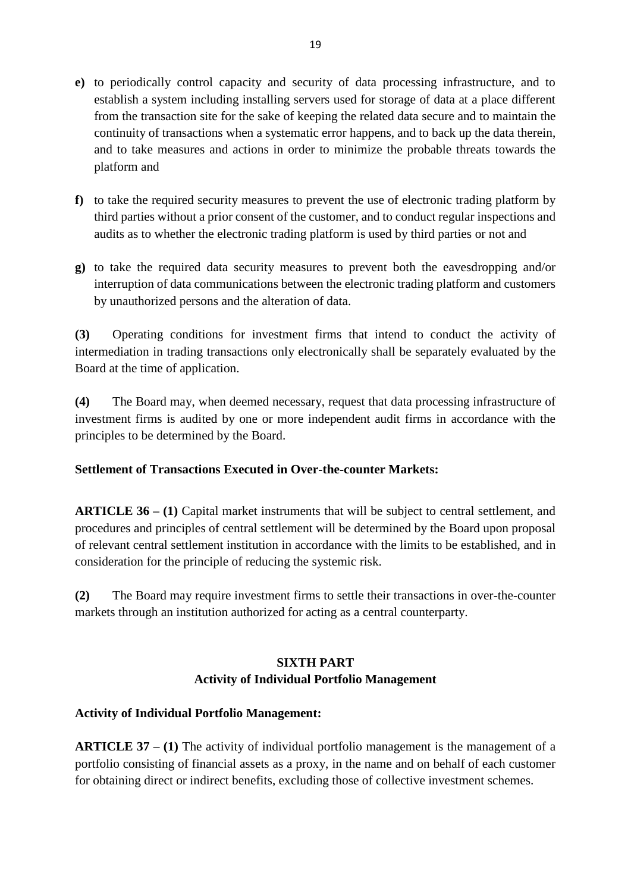**e)** to periodically control capacity and security of data processing infrastructure, and to establish a system including installing servers used for storage of data at a place different from the transaction site for the sake of keeping the related data secure and to maintain the continuity of transactions when a systematic error happens, and to back up the data therein, and to take measures and actions in order to minimize the probable threats towards the platform and

**f)** to take the required security measures to prevent the use of electronic trading platform by third parties without a prior consent of the customer, and to conduct regular inspections and audits as to whether the electronic trading platform is used by third parties or not and

**g)** to take the required data security measures to prevent both the eavesdropping and/or interruption of data communications between the electronic trading platform and customers by unauthorized persons and the alteration of data.

**(3)** Operating conditions for investment firms that intend to conduct the activity of intermediation in trading transactions only electronically shall be separately evaluated by the Board at the time of application.

**(4)** The Board may, when deemed necessary, request that data processing infrastructure of investment firms is audited by one or more independent audit firms in accordance with the principles to be determined by the Board.

**Settlement of Transactions Executed in Over-the-counter Markets:**

**ARTICLE 36 – (1)** Capital market instruments that will be subject to central settlement, and procedures and principles of central settlement will be determined by the Board upon proposal of relevant central settlement institution in accordance with the limits to be established, and in consideration for the principle of reducing the systemic risk.

**(2)** The Board may require investment firms to settle their transactions in over-the-counter markets through an institution authorized for acting as a central counterparty.

## SIXTH PART
## Activity of Individual Portfolio Management

**Activity of Individual Portfolio Management:**

**ARTICLE 37 – (1)** The activity of individual portfolio management is the management of a portfolio consisting of financial assets as a proxy, in the name and on behalf of each customer for obtaining direct or indirect benefits, excluding those of collective investment schemes.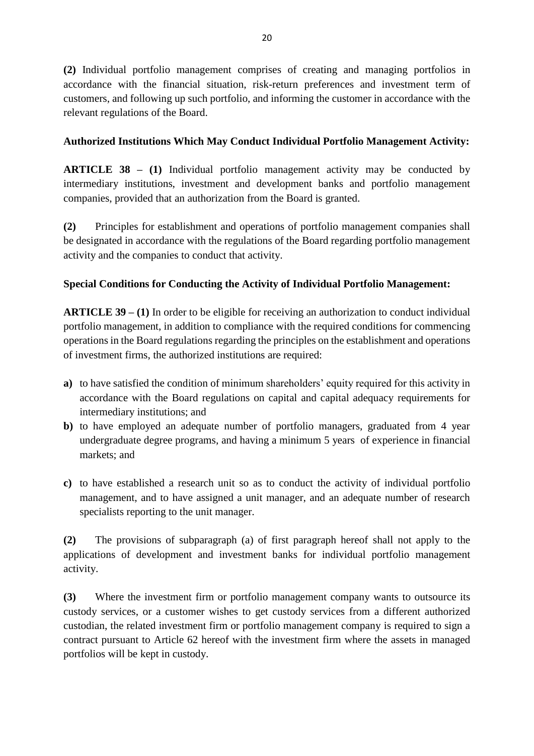**(2)** Individual portfolio management comprises of creating and managing portfolios in accordance with the financial situation, risk-return preferences and investment term of customers, and following up such portfolio, and informing the customer in accordance with the relevant regulations of the Board.

**Authorized Institutions Which May Conduct Individual Portfolio Management Activity:**

**ARTICLE 38 – (1)** Individual portfolio management activity may be conducted by intermediary institutions, investment and development banks and portfolio management companies, provided that an authorization from the Board is granted.

**(2)** Principles for establishment and operations of portfolio management companies shall be designated in accordance with the regulations of the Board regarding portfolio management activity and the companies to conduct that activity.

**Special Conditions for Conducting the Activity of Individual Portfolio Management:**

**ARTICLE 39 – (1)** In order to be eligible for receiving an authorization to conduct individual portfolio management, in addition to compliance with the required conditions for commencing operations in the Board regulations regarding the principles on the establishment and operations of investment firms, the authorized institutions are required:

**a)** to have satisfied the condition of minimum shareholders' equity required for this activity in accordance with the Board regulations on capital and capital adequacy requirements for intermediary institutions; and

**b)** to have employed an adequate number of portfolio managers, graduated from 4 year undergraduate degree programs, and having a minimum 5 years of experience in financial markets; and

**c)** to have established a research unit so as to conduct the activity of individual portfolio management, and to have assigned a unit manager, and an adequate number of research specialists reporting to the unit manager.

**(2)** The provisions of subparagraph (a) of first paragraph hereof shall not apply to the applications of development and investment banks for individual portfolio management activity.

**(3)** Where the investment firm or portfolio management company wants to outsource its custody services, or a customer wishes to get custody services from a different authorized custodian, the related investment firm or portfolio management company is required to sign a contract pursuant to Article 62 hereof with the investment firm where the assets in managed portfolios will be kept in custody.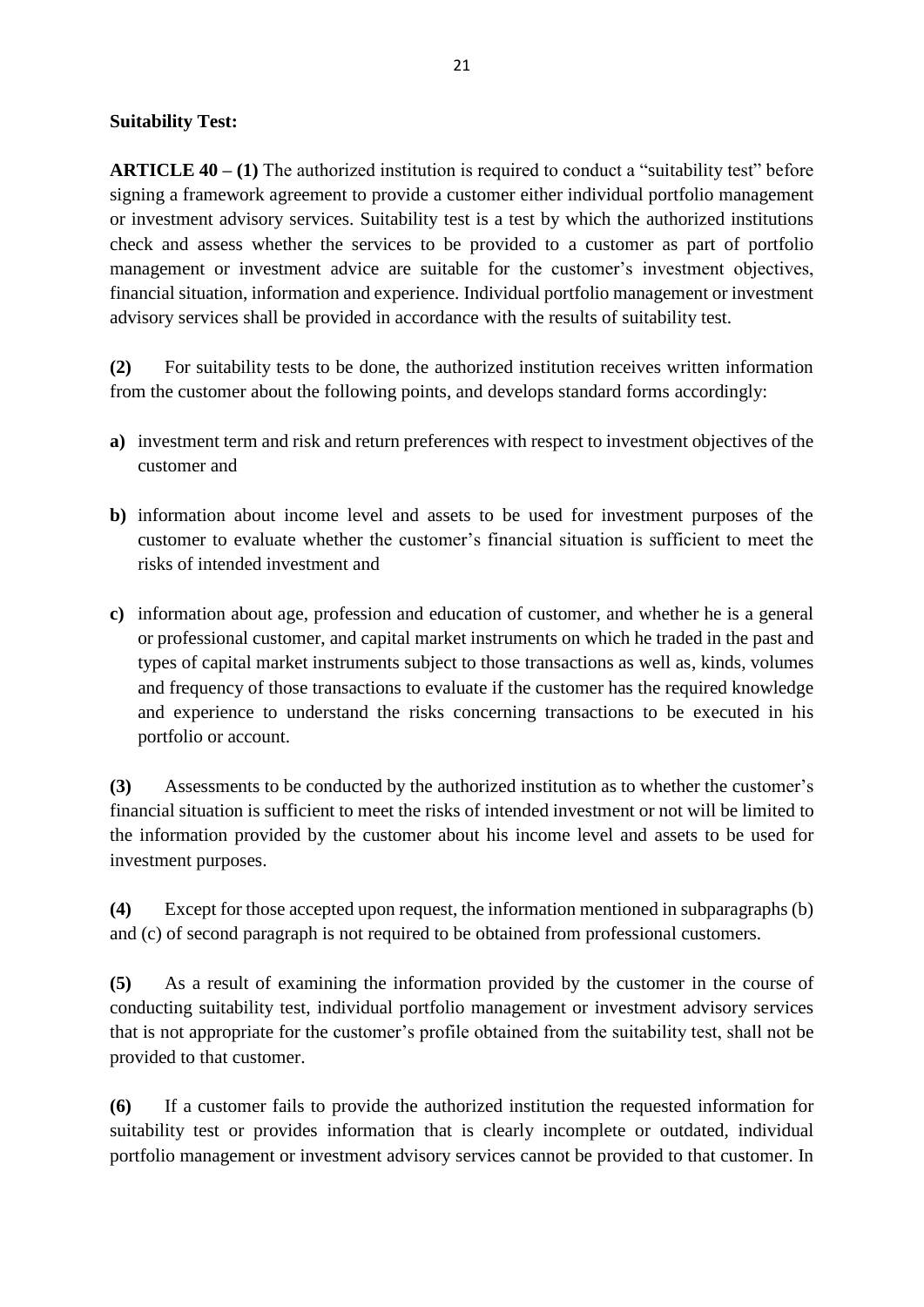**Suitability Test:**

**ARTICLE 40 – (1)** The authorized institution is required to conduct a "suitability test" before signing a framework agreement to provide a customer either individual portfolio management or investment advisory services. Suitability test is a test by which the authorized institutions check and assess whether the services to be provided to a customer as part of portfolio management or investment advice are suitable for the customer's investment objectives, financial situation, information and experience. Individual portfolio management or investment advisory services shall be provided in accordance with the results of suitability test.

**(2)** For suitability tests to be done, the authorized institution receives written information from the customer about the following points, and develops standard forms accordingly:

**a)** investment term and risk and return preferences with respect to investment objectives of the customer and

**b)** information about income level and assets to be used for investment purposes of the customer to evaluate whether the customer's financial situation is sufficient to meet the risks of intended investment and

**c)** information about age, profession and education of customer, and whether he is a general or professional customer, and capital market instruments on which he traded in the past and types of capital market instruments subject to those transactions as well as, kinds, volumes and frequency of those transactions to evaluate if the customer has the required knowledge and experience to understand the risks concerning transactions to be executed in his portfolio or account.

**(3)** Assessments to be conducted by the authorized institution as to whether the customer's financial situation is sufficient to meet the risks of intended investment or not will be limited to the information provided by the customer about his income level and assets to be used for investment purposes.

**(4)** Except for those accepted upon request, the information mentioned in subparagraphs (b) and (c) of second paragraph is not required to be obtained from professional customers.

**(5)** As a result of examining the information provided by the customer in the course of conducting suitability test, individual portfolio management or investment advisory services that is not appropriate for the customer's profile obtained from the suitability test, shall not be provided to that customer.

**(6)** If a customer fails to provide the authorized institution the requested information for suitability test or provides information that is clearly incomplete or outdated, individual portfolio management or investment advisory services cannot be provided to that customer. In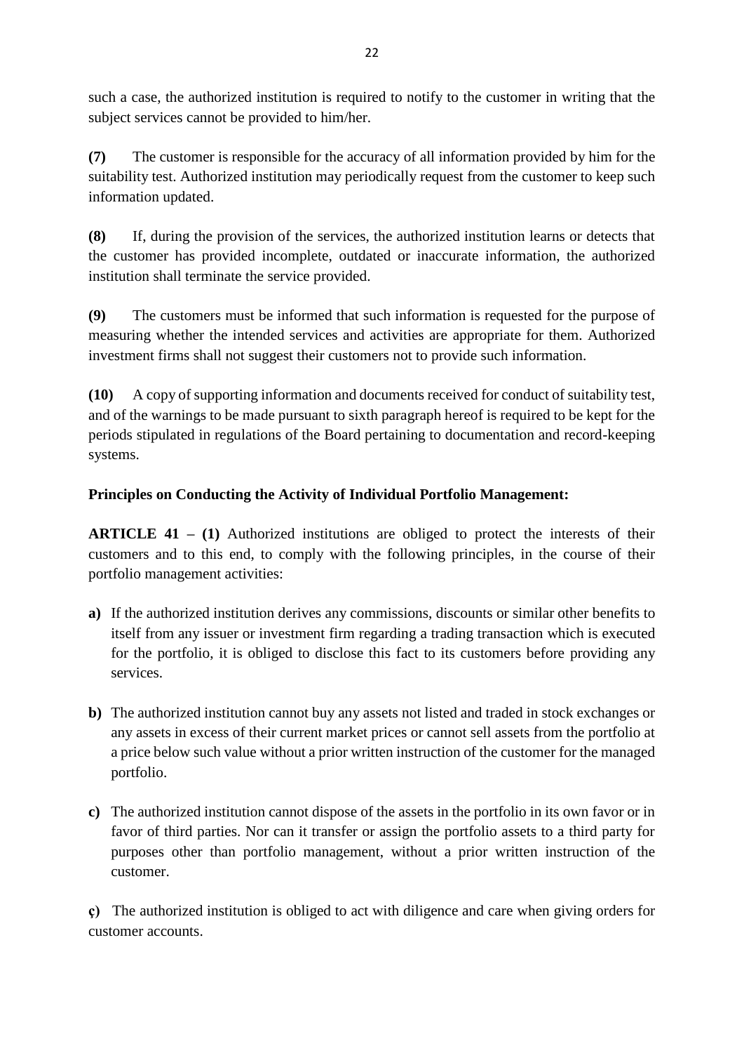such a case, the authorized institution is required to notify to the customer in writing that the subject services cannot be provided to him/her.

**(7)** The customer is responsible for the accuracy of all information provided by him for the suitability test. Authorized institution may periodically request from the customer to keep such information updated.

**(8)** If, during the provision of the services, the authorized institution learns or detects that the customer has provided incomplete, outdated or inaccurate information, the authorized institution shall terminate the service provided.

**(9)** The customers must be informed that such information is requested for the purpose of measuring whether the intended services and activities are appropriate for them. Authorized investment firms shall not suggest their customers not to provide such information.

**(10)** A copy of supporting information and documents received for conduct of suitability test, and of the warnings to be made pursuant to sixth paragraph hereof is required to be kept for the periods stipulated in regulations of the Board pertaining to documentation and record-keeping systems.

**Principles on Conducting the Activity of Individual Portfolio Management:**

**ARTICLE 41 – (1)** Authorized institutions are obliged to protect the interests of their customers and to this end, to comply with the following principles, in the course of their portfolio management activities:

**a)** If the authorized institution derives any commissions, discounts or similar other benefits to itself from any issuer or investment firm regarding a trading transaction which is executed for the portfolio, it is obliged to disclose this fact to its customers before providing any services.

**b)** The authorized institution cannot buy any assets not listed and traded in stock exchanges or any assets in excess of their current market prices or cannot sell assets from the portfolio at a price below such value without a prior written instruction of the customer for the managed portfolio.

**c)** The authorized institution cannot dispose of the assets in the portfolio in its own favor or in favor of third parties. Nor can it transfer or assign the portfolio assets to a third party for purposes other than portfolio management, without a prior written instruction of the customer.

**ç)** The authorized institution is obliged to act with diligence and care when giving orders for customer accounts.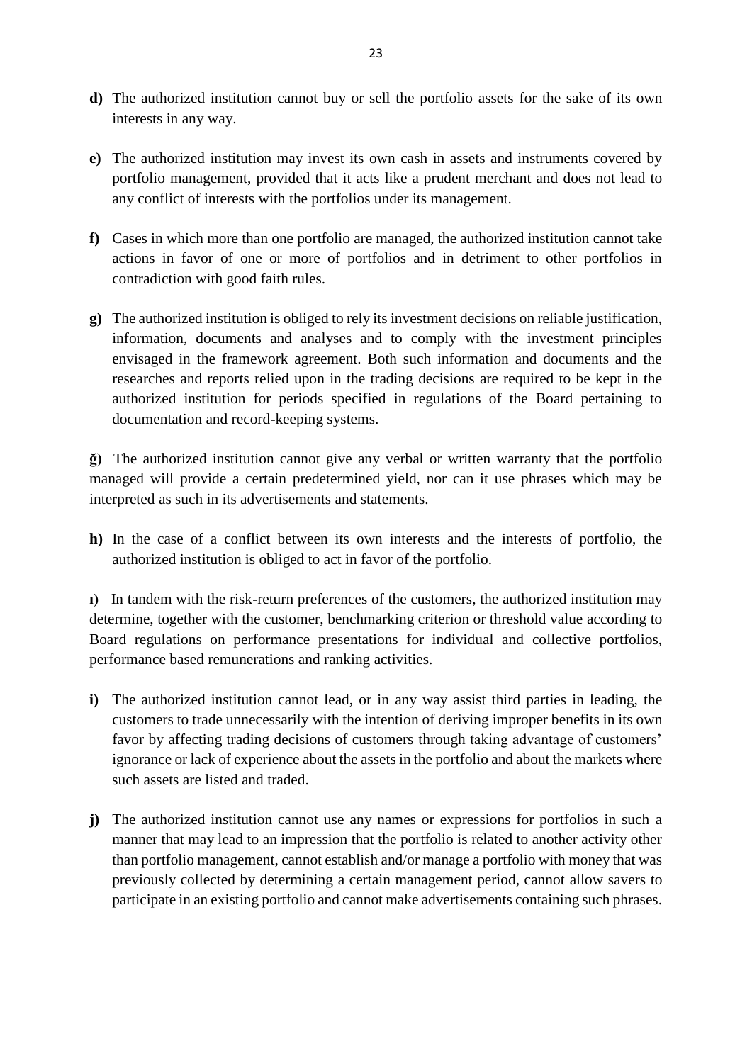**d)** The authorized institution cannot buy or sell the portfolio assets for the sake of its own interests in any way.

**e)** The authorized institution may invest its own cash in assets and instruments covered by portfolio management, provided that it acts like a prudent merchant and does not lead to any conflict of interests with the portfolios under its management.

**f)** Cases in which more than one portfolio are managed, the authorized institution cannot take actions in favor of one or more of portfolios and in detriment to other portfolios in contradiction with good faith rules.

**g)** The authorized institution is obliged to rely its investment decisions on reliable justification, information, documents and analyses and to comply with the investment principles envisaged in the framework agreement. Both such information and documents and the researches and reports relied upon in the trading decisions are required to be kept in the authorized institution for periods specified in regulations of the Board pertaining to documentation and record-keeping systems.

**ğ)** The authorized institution cannot give any verbal or written warranty that the portfolio managed will provide a certain predetermined yield, nor can it use phrases which may be interpreted as such in its advertisements and statements.

**h)** In the case of a conflict between its own interests and the interests of portfolio, the authorized institution is obliged to act in favor of the portfolio.

**ı)** In tandem with the risk-return preferences of the customers, the authorized institution may determine, together with the customer, benchmarking criterion or threshold value according to Board regulations on performance presentations for individual and collective portfolios, performance based remunerations and ranking activities.

**i)** The authorized institution cannot lead, or in any way assist third parties in leading, the customers to trade unnecessarily with the intention of deriving improper benefits in its own favor by affecting trading decisions of customers through taking advantage of customers' ignorance or lack of experience about the assets in the portfolio and about the markets where such assets are listed and traded.

**j)** The authorized institution cannot use any names or expressions for portfolios in such a manner that may lead to an impression that the portfolio is related to another activity other than portfolio management, cannot establish and/or manage a portfolio with money that was previously collected by determining a certain management period, cannot allow savers to participate in an existing portfolio and cannot make advertisements containing such phrases.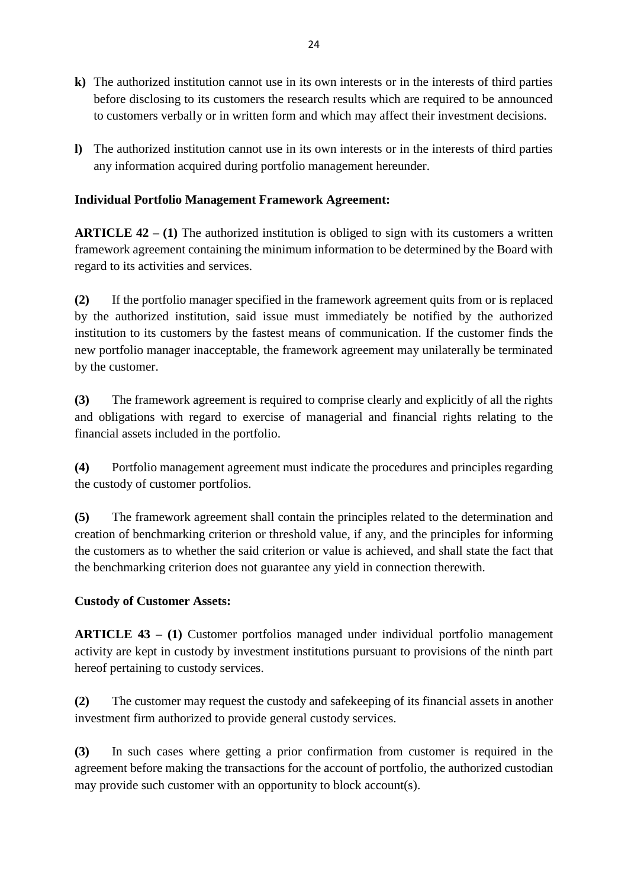**k)** The authorized institution cannot use in its own interests or in the interests of third parties before disclosing to its customers the research results which are required to be announced to customers verbally or in written form and which may affect their investment decisions.

**l)** The authorized institution cannot use in its own interests or in the interests of third parties any information acquired during portfolio management hereunder.

**Individual Portfolio Management Framework Agreement:**

**ARTICLE 42 – (1)** The authorized institution is obliged to sign with its customers a written framework agreement containing the minimum information to be determined by the Board with regard to its activities and services.

**(2)** If the portfolio manager specified in the framework agreement quits from or is replaced by the authorized institution, said issue must immediately be notified by the authorized institution to its customers by the fastest means of communication. If the customer finds the new portfolio manager inacceptable, the framework agreement may unilaterally be terminated by the customer.

**(3)** The framework agreement is required to comprise clearly and explicitly of all the rights and obligations with regard to exercise of managerial and financial rights relating to the financial assets included in the portfolio.

**(4)** Portfolio management agreement must indicate the procedures and principles regarding the custody of customer portfolios.

**(5)** The framework agreement shall contain the principles related to the determination and creation of benchmarking criterion or threshold value, if any, and the principles for informing the customers as to whether the said criterion or value is achieved, and shall state the fact that the benchmarking criterion does not guarantee any yield in connection therewith.

**Custody of Customer Assets:**

**ARTICLE 43 – (1)** Customer portfolios managed under individual portfolio management activity are kept in custody by investment institutions pursuant to provisions of the ninth part hereof pertaining to custody services.

**(2)** The customer may request the custody and safekeeping of its financial assets in another investment firm authorized to provide general custody services.

**(3)** In such cases where getting a prior confirmation from customer is required in the agreement before making the transactions for the account of portfolio, the authorized custodian may provide such customer with an opportunity to block account(s).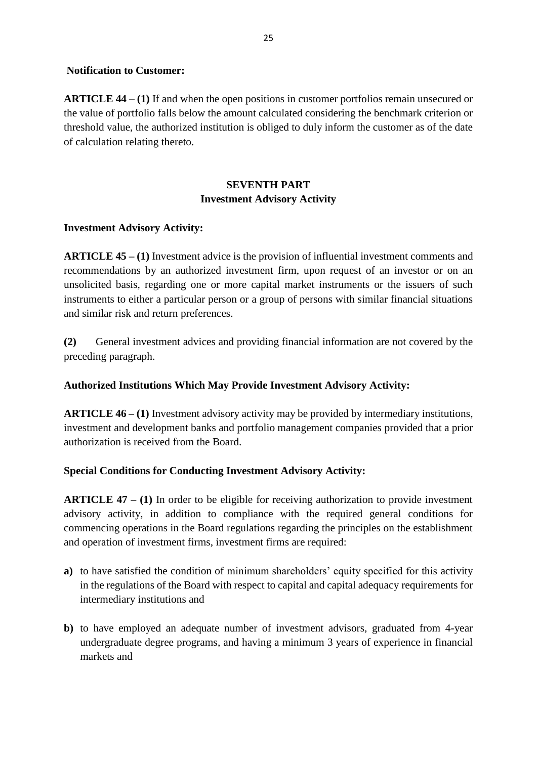**Notification to Customer:**

**ARTICLE 44 – (1)** If and when the open positions in customer portfolios remain unsecured or the value of portfolio falls below the amount calculated considering the benchmark criterion or threshold value, the authorized institution is obliged to duly inform the customer as of the date of calculation relating thereto.

## SEVENTH PART
## Investment Advisory Activity

**Investment Advisory Activity:**

**ARTICLE 45 – (1)** Investment advice is the provision of influential investment comments and recommendations by an authorized investment firm, upon request of an investor or on an unsolicited basis, regarding one or more capital market instruments or the issuers of such instruments to either a particular person or a group of persons with similar financial situations and similar risk and return preferences.

**(2)** General investment advices and providing financial information are not covered by the preceding paragraph.

**Authorized Institutions Which May Provide Investment Advisory Activity:**

**ARTICLE 46 – (1)** Investment advisory activity may be provided by intermediary institutions, investment and development banks and portfolio management companies provided that a prior authorization is received from the Board.

**Special Conditions for Conducting Investment Advisory Activity:**

**ARTICLE 47 – (1)** In order to be eligible for receiving authorization to provide investment advisory activity, in addition to compliance with the required general conditions for commencing operations in the Board regulations regarding the principles on the establishment and operation of investment firms, investment firms are required:

**a)** to have satisfied the condition of minimum shareholders' equity specified for this activity in the regulations of the Board with respect to capital and capital adequacy requirements for intermediary institutions and

**b)** to have employed an adequate number of investment advisors, graduated from 4-year undergraduate degree programs, and having a minimum 3 years of experience in financial markets and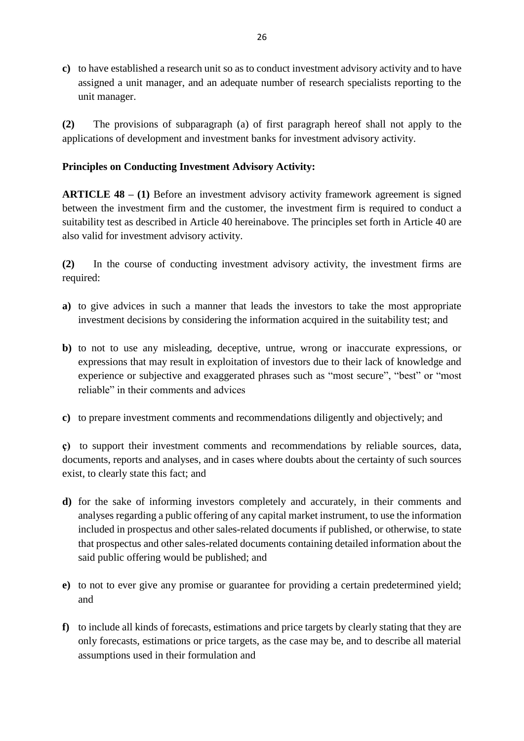**c)** to have established a research unit so as to conduct investment advisory activity and to have assigned a unit manager, and an adequate number of research specialists reporting to the unit manager.

**(2)** The provisions of subparagraph (a) of first paragraph hereof shall not apply to the applications of development and investment banks for investment advisory activity.

**Principles on Conducting Investment Advisory Activity:**

**ARTICLE 48 – (1)** Before an investment advisory activity framework agreement is signed between the investment firm and the customer, the investment firm is required to conduct a suitability test as described in Article 40 hereinabove. The principles set forth in Article 40 are also valid for investment advisory activity.

**(2)** In the course of conducting investment advisory activity, the investment firms are required:

**a)** to give advices in such a manner that leads the investors to take the most appropriate investment decisions by considering the information acquired in the suitability test; and

**b)** to not to use any misleading, deceptive, untrue, wrong or inaccurate expressions, or expressions that may result in exploitation of investors due to their lack of knowledge and experience or subjective and exaggerated phrases such as "most secure", "best" or "most reliable" in their comments and advices

**c)** to prepare investment comments and recommendations diligently and objectively; and

**ç)** to support their investment comments and recommendations by reliable sources, data, documents, reports and analyses, and in cases where doubts about the certainty of such sources exist, to clearly state this fact; and

**d)** for the sake of informing investors completely and accurately, in their comments and analyses regarding a public offering of any capital market instrument, to use the information included in prospectus and other sales-related documents if published, or otherwise, to state that prospectus and other sales-related documents containing detailed information about the said public offering would be published; and

**e)** to not to ever give any promise or guarantee for providing a certain predetermined yield; and

**f)** to include all kinds of forecasts, estimations and price targets by clearly stating that they are only forecasts, estimations or price targets, as the case may be, and to describe all material assumptions used in their formulation and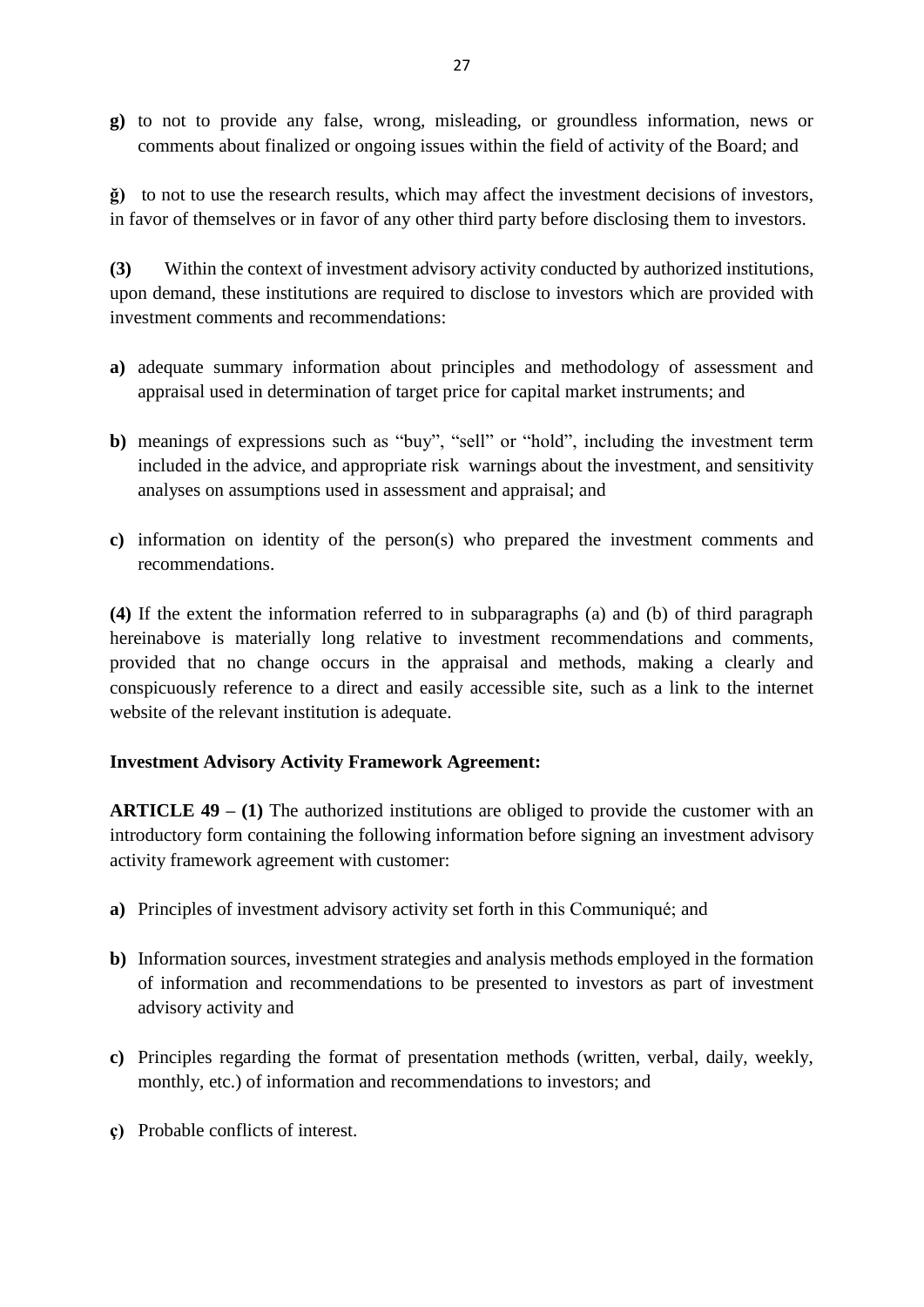**g)** to not to provide any false, wrong, misleading, or groundless information, news or comments about finalized or ongoing issues within the field of activity of the Board; and

**ğ)** to not to use the research results, which may affect the investment decisions of investors, in favor of themselves or in favor of any other third party before disclosing them to investors.

**(3)** Within the context of investment advisory activity conducted by authorized institutions, upon demand, these institutions are required to disclose to investors which are provided with investment comments and recommendations:

**a)** adequate summary information about principles and methodology of assessment and appraisal used in determination of target price for capital market instruments; and

**b)** meanings of expressions such as "buy", "sell" or "hold", including the investment term included in the advice, and appropriate risk warnings about the investment, and sensitivity analyses on assumptions used in assessment and appraisal; and

**c)** information on identity of the person(s) who prepared the investment comments and recommendations.

**(4)** If the extent the information referred to in subparagraphs (a) and (b) of third paragraph hereinabove is materially long relative to investment recommendations and comments, provided that no change occurs in the appraisal and methods, making a clearly and conspicuously reference to a direct and easily accessible site, such as a link to the internet website of the relevant institution is adequate.

**Investment Advisory Activity Framework Agreement:**

**ARTICLE 49 – (1)** The authorized institutions are obliged to provide the customer with an introductory form containing the following information before signing an investment advisory activity framework agreement with customer:

**a)** Principles of investment advisory activity set forth in this Communiqué; and

**b)** Information sources, investment strategies and analysis methods employed in the formation of information and recommendations to be presented to investors as part of investment advisory activity and

**c)** Principles regarding the format of presentation methods (written, verbal, daily, weekly, monthly, etc.) of information and recommendations to investors; and

**ç)** Probable conflicts of interest.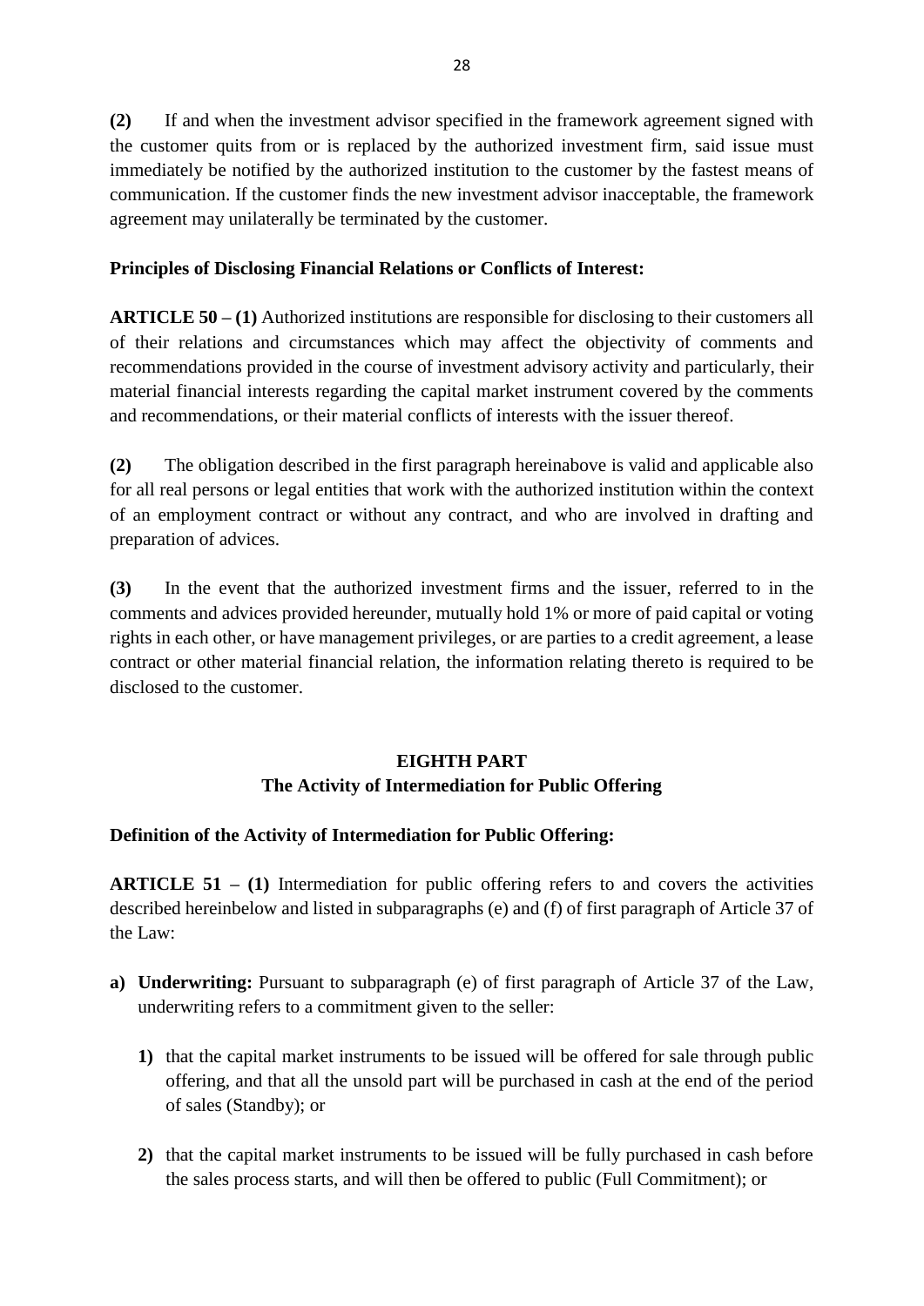**(2)** If and when the investment advisor specified in the framework agreement signed with the customer quits from or is replaced by the authorized investment firm, said issue must immediately be notified by the authorized institution to the customer by the fastest means of communication. If the customer finds the new investment advisor inacceptable, the framework agreement may unilaterally be terminated by the customer.

**Principles of Disclosing Financial Relations or Conflicts of Interest:**

**ARTICLE 50 – (1)** Authorized institutions are responsible for disclosing to their customers all of their relations and circumstances which may affect the objectivity of comments and recommendations provided in the course of investment advisory activity and particularly, their material financial interests regarding the capital market instrument covered by the comments and recommendations, or their material conflicts of interests with the issuer thereof.

**(2)** The obligation described in the first paragraph hereinabove is valid and applicable also for all real persons or legal entities that work with the authorized institution within the context of an employment contract or without any contract, and who are involved in drafting and preparation of advices.

**(3)** In the event that the authorized investment firms and the issuer, referred to in the comments and advices provided hereunder, mutually hold 1% or more of paid capital or voting rights in each other, or have management privileges, or are parties to a credit agreement, a lease contract or other material financial relation, the information relating thereto is required to be disclosed to the customer.

## EIGHTH PART
## The Activity of Intermediation for Public Offering

**Definition of the Activity of Intermediation for Public Offering:**

**ARTICLE 51 – (1)** Intermediation for public offering refers to and covers the activities described hereinbelow and listed in subparagraphs (e) and (f) of first paragraph of Article 37 of the Law:

**a) Underwriting:** Pursuant to subparagraph (e) of first paragraph of Article 37 of the Law, underwriting refers to a commitment given to the seller:

  **1)** that the capital market instruments to be issued will be offered for sale through public offering, and that all the unsold part will be purchased in cash at the end of the period of sales (Standby); or

  **2)** that the capital market instruments to be issued will be fully purchased in cash before the sales process starts, and will then be offered to public (Full Commitment); or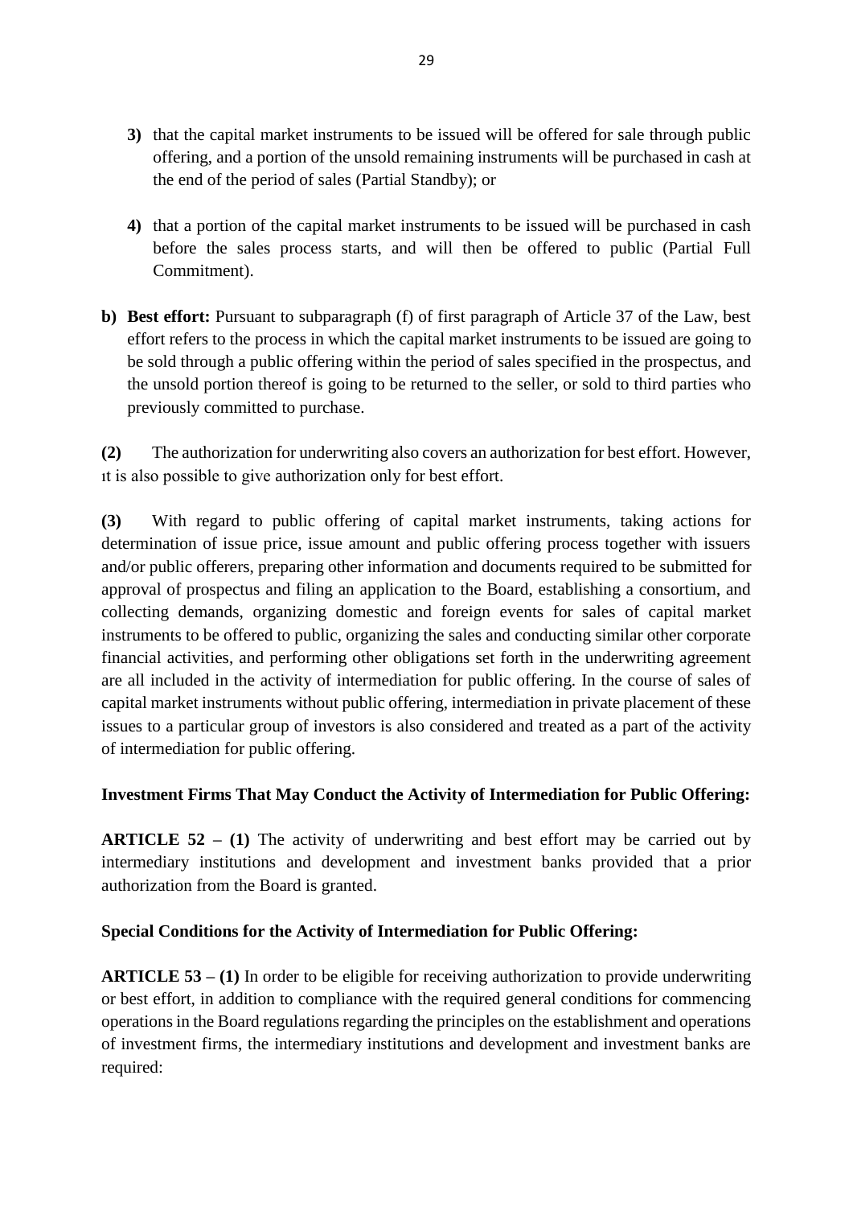3) that the capital market instruments to be issued will be offered for sale through public offering, and a portion of the unsold remaining instruments will be purchased in cash at the end of the period of sales (Partial Standby); or

4) that a portion of the capital market instruments to be issued will be purchased in cash before the sales process starts, and will then be offered to public (Partial Full Commitment).

**b) Best effort:** Pursuant to subparagraph (f) of first paragraph of Article 37 of the Law, best effort refers to the process in which the capital market instruments to be issued are going to be sold through a public offering within the period of sales specified in the prospectus, and the unsold portion thereof is going to be returned to the seller, or sold to third parties who previously committed to purchase.

**(2)** The authorization for underwriting also covers an authorization for best effort. However, ıt is also possible to give authorization only for best effort.

**(3)** With regard to public offering of capital market instruments, taking actions for determination of issue price, issue amount and public offering process together with issuers and/or public offerers, preparing other information and documents required to be submitted for approval of prospectus and filing an application to the Board, establishing a consortium, and collecting demands, organizing domestic and foreign events for sales of capital market instruments to be offered to public, organizing the sales and conducting similar other corporate financial activities, and performing other obligations set forth in the underwriting agreement are all included in the activity of intermediation for public offering. In the course of sales of capital market instruments without public offering, intermediation in private placement of these issues to a particular group of investors is also considered and treated as a part of the activity of intermediation for public offering.

**Investment Firms That May Conduct the Activity of Intermediation for Public Offering:**

**ARTICLE 52 – (1)** The activity of underwriting and best effort may be carried out by intermediary institutions and development and investment banks provided that a prior authorization from the Board is granted.

**Special Conditions for the Activity of Intermediation for Public Offering:**

**ARTICLE 53 – (1)** In order to be eligible for receiving authorization to provide underwriting or best effort, in addition to compliance with the required general conditions for commencing operations in the Board regulations regarding the principles on the establishment and operations of investment firms, the intermediary institutions and development and investment banks are required: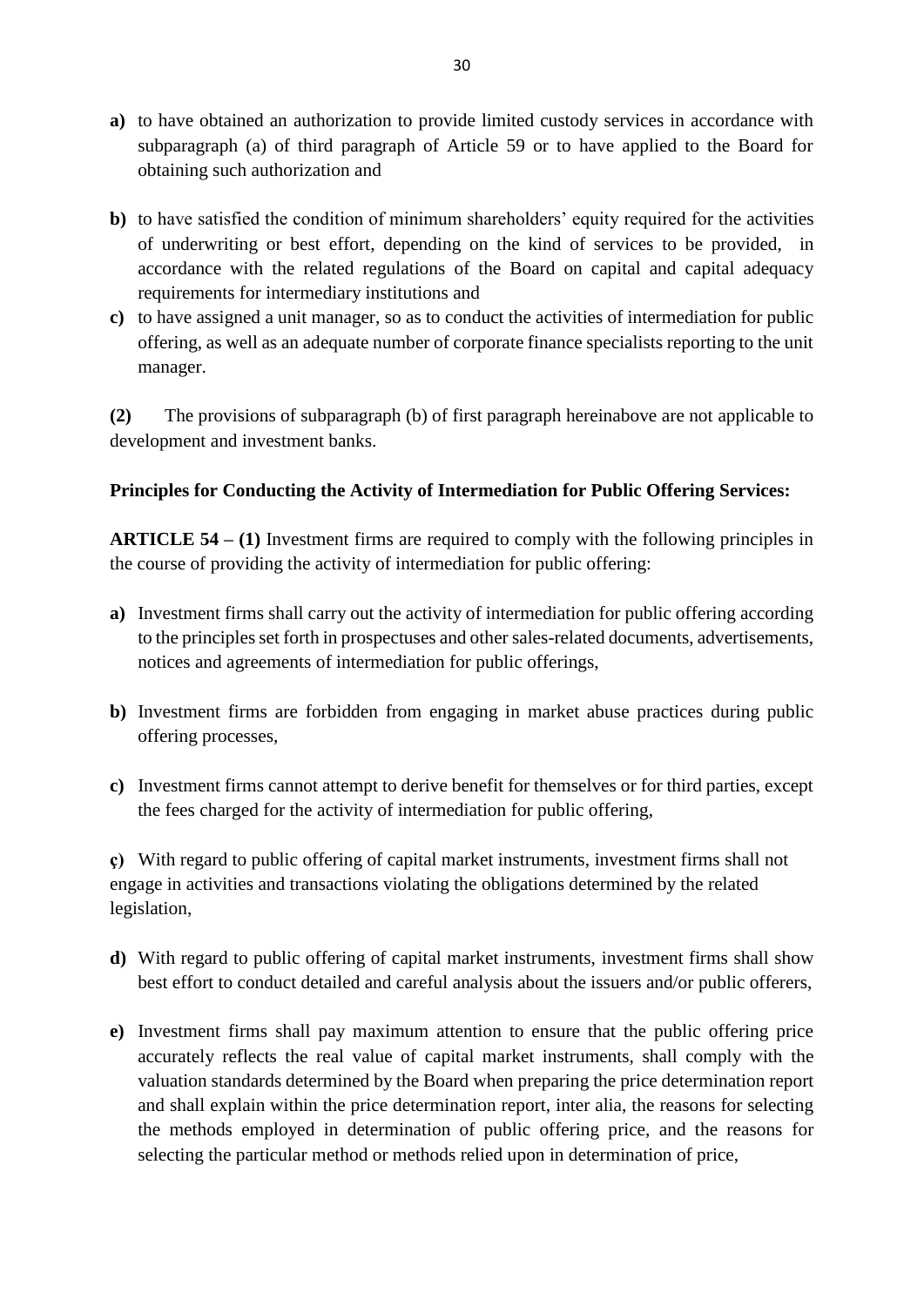**a)** to have obtained an authorization to provide limited custody services in accordance with subparagraph (a) of third paragraph of Article 59 or to have applied to the Board for obtaining such authorization and

**b)** to have satisfied the condition of minimum shareholders' equity required for the activities of underwriting or best effort, depending on the kind of services to be provided, in accordance with the related regulations of the Board on capital and capital adequacy requirements for intermediary institutions and

**c)** to have assigned a unit manager, so as to conduct the activities of intermediation for public offering, as well as an adequate number of corporate finance specialists reporting to the unit manager.

**(2)** The provisions of subparagraph (b) of first paragraph hereinabove are not applicable to development and investment banks.

**Principles for Conducting the Activity of Intermediation for Public Offering Services:**

**ARTICLE 54 – (1)** Investment firms are required to comply with the following principles in the course of providing the activity of intermediation for public offering:

**a)** Investment firms shall carry out the activity of intermediation for public offering according to the principles set forth in prospectuses and other sales-related documents, advertisements, notices and agreements of intermediation for public offerings,

**b)** Investment firms are forbidden from engaging in market abuse practices during public offering processes,

**c)** Investment firms cannot attempt to derive benefit for themselves or for third parties, except the fees charged for the activity of intermediation for public offering,

**ç)** With regard to public offering of capital market instruments, investment firms shall not engage in activities and transactions violating the obligations determined by the related legislation,

**d)** With regard to public offering of capital market instruments, investment firms shall show best effort to conduct detailed and careful analysis about the issuers and/or public offerers,

**e)** Investment firms shall pay maximum attention to ensure that the public offering price accurately reflects the real value of capital market instruments, shall comply with the valuation standards determined by the Board when preparing the price determination report and shall explain within the price determination report, inter alia, the reasons for selecting the methods employed in determination of public offering price, and the reasons for selecting the particular method or methods relied upon in determination of price,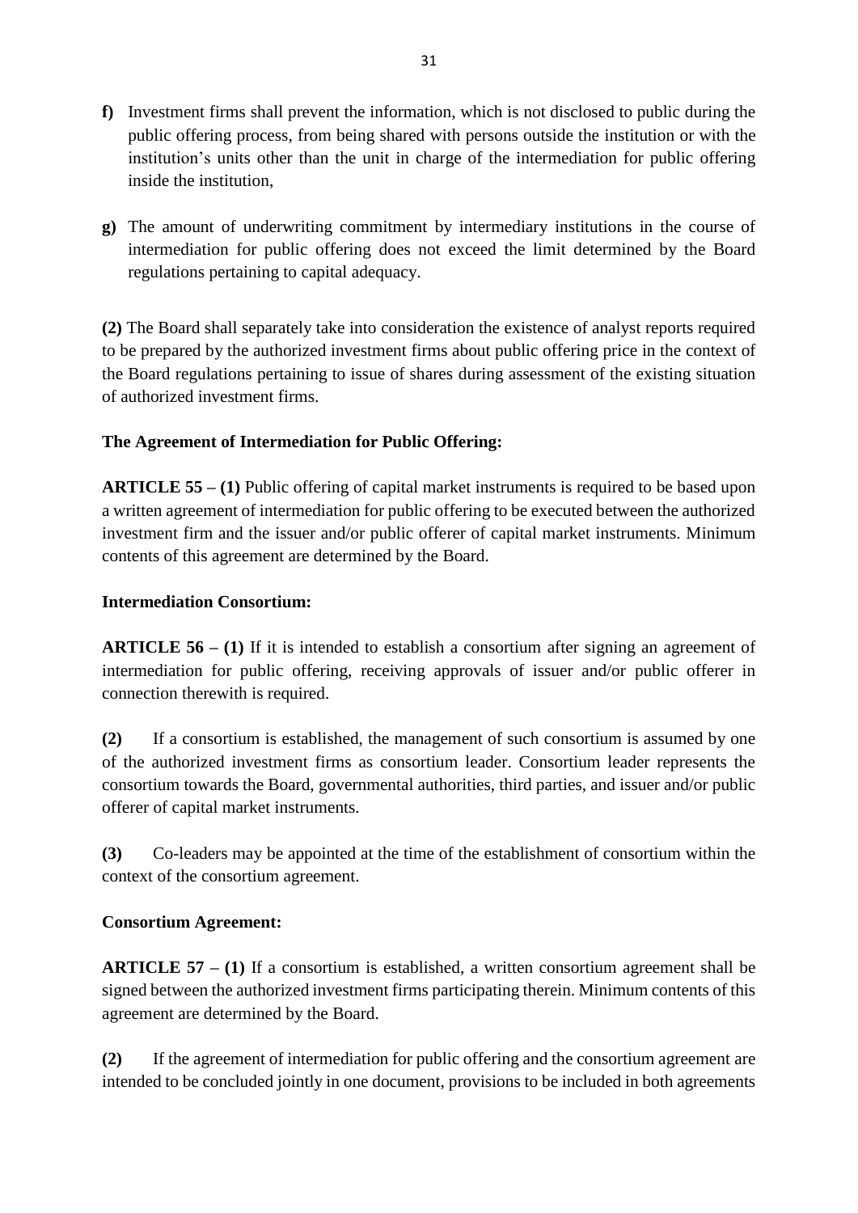**f)** Investment firms shall prevent the information, which is not disclosed to public during the public offering process, from being shared with persons outside the institution or with the institution's units other than the unit in charge of the intermediation for public offering inside the institution,

**g)** The amount of underwriting commitment by intermediary institutions in the course of intermediation for public offering does not exceed the limit determined by the Board regulations pertaining to capital adequacy.

**(2)** The Board shall separately take into consideration the existence of analyst reports required to be prepared by the authorized investment firms about public offering price in the context of the Board regulations pertaining to issue of shares during assessment of the existing situation of authorized investment firms.

**The Agreement of Intermediation for Public Offering:**

**ARTICLE 55 – (1)** Public offering of capital market instruments is required to be based upon a written agreement of intermediation for public offering to be executed between the authorized investment firm and the issuer and/or public offerer of capital market instruments. Minimum contents of this agreement are determined by the Board.

**Intermediation Consortium:**

**ARTICLE 56 – (1)** If it is intended to establish a consortium after signing an agreement of intermediation for public offering, receiving approvals of issuer and/or public offerer in connection therewith is required.

**(2)** If a consortium is established, the management of such consortium is assumed by one of the authorized investment firms as consortium leader. Consortium leader represents the consortium towards the Board, governmental authorities, third parties, and issuer and/or public offerer of capital market instruments.

**(3)** Co-leaders may be appointed at the time of the establishment of consortium within the context of the consortium agreement.

**Consortium Agreement:**

**ARTICLE 57 – (1)** If a consortium is established, a written consortium agreement shall be signed between the authorized investment firms participating therein. Minimum contents of this agreement are determined by the Board.

**(2)** If the agreement of intermediation for public offering and the consortium agreement are intended to be concluded jointly in one document, provisions to be included in both agreements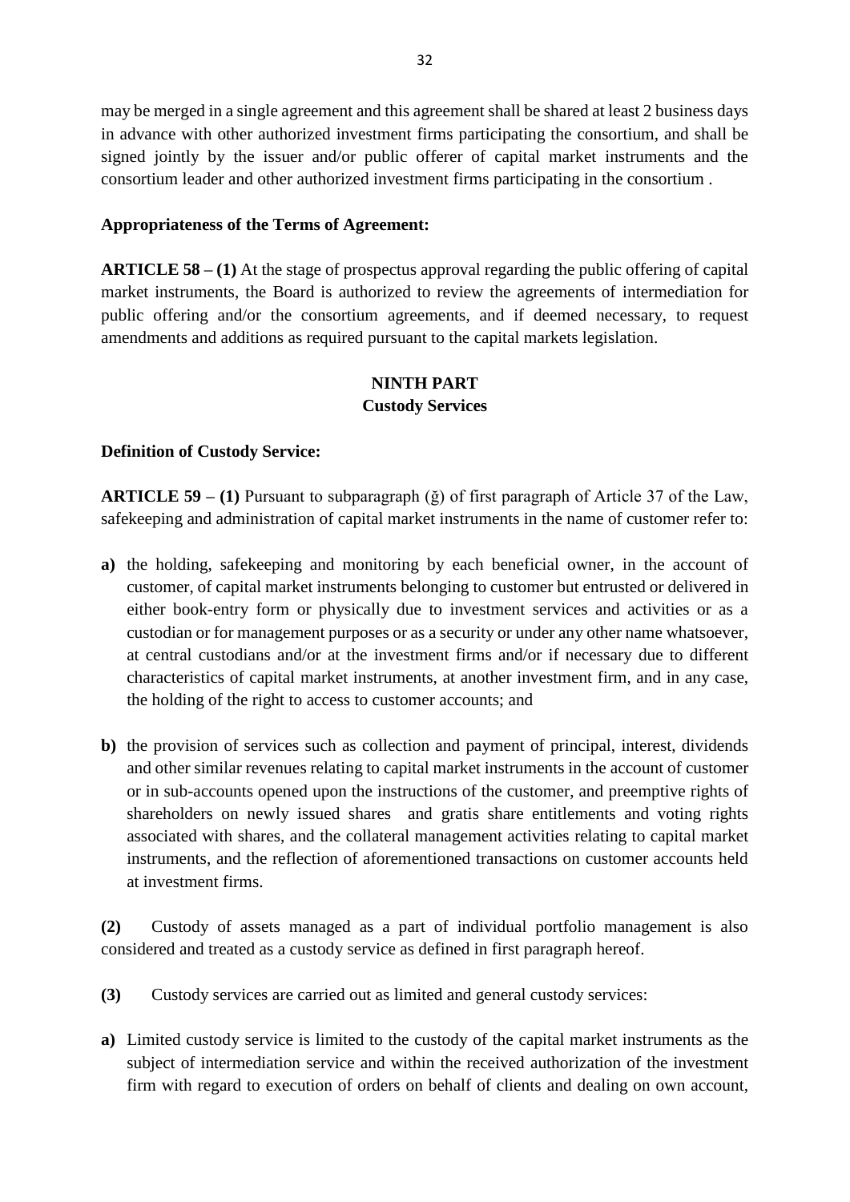may be merged in a single agreement and this agreement shall be shared at least 2 business days in advance with other authorized investment firms participating the consortium, and shall be signed jointly by the issuer and/or public offerer of capital market instruments and the consortium leader and other authorized investment firms participating in the consortium .

**Appropriateness of the Terms of Agreement:**

**ARTICLE 58 – (1)** At the stage of prospectus approval regarding the public offering of capital market instruments, the Board is authorized to review the agreements of intermediation for public offering and/or the consortium agreements, and if deemed necessary, to request amendments and additions as required pursuant to the capital markets legislation.

## NINTH PART
## Custody Services

**Definition of Custody Service:**

**ARTICLE 59 – (1)** Pursuant to subparagraph (ğ) of first paragraph of Article 37 of the Law, safekeeping and administration of capital market instruments in the name of customer refer to:

**a)** the holding, safekeeping and monitoring by each beneficial owner, in the account of customer, of capital market instruments belonging to customer but entrusted or delivered in either book-entry form or physically due to investment services and activities or as a custodian or for management purposes or as a security or under any other name whatsoever, at central custodians and/or at the investment firms and/or if necessary due to different characteristics of capital market instruments, at another investment firm, and in any case, the holding of the right to access to customer accounts; and

**b)** the provision of services such as collection and payment of principal, interest, dividends and other similar revenues relating to capital market instruments in the account of customer or in sub-accounts opened upon the instructions of the customer, and preemptive rights of shareholders on newly issued shares and gratis share entitlements and voting rights associated with shares, and the collateral management activities relating to capital market instruments, and the reflection of aforementioned transactions on customer accounts held at investment firms.

**(2)** Custody of assets managed as a part of individual portfolio management is also considered and treated as a custody service as defined in first paragraph hereof.

**(3)** Custody services are carried out as limited and general custody services:

**a)** Limited custody service is limited to the custody of the capital market instruments as the subject of intermediation service and within the received authorization of the investment firm with regard to execution of orders on behalf of clients and dealing on own account,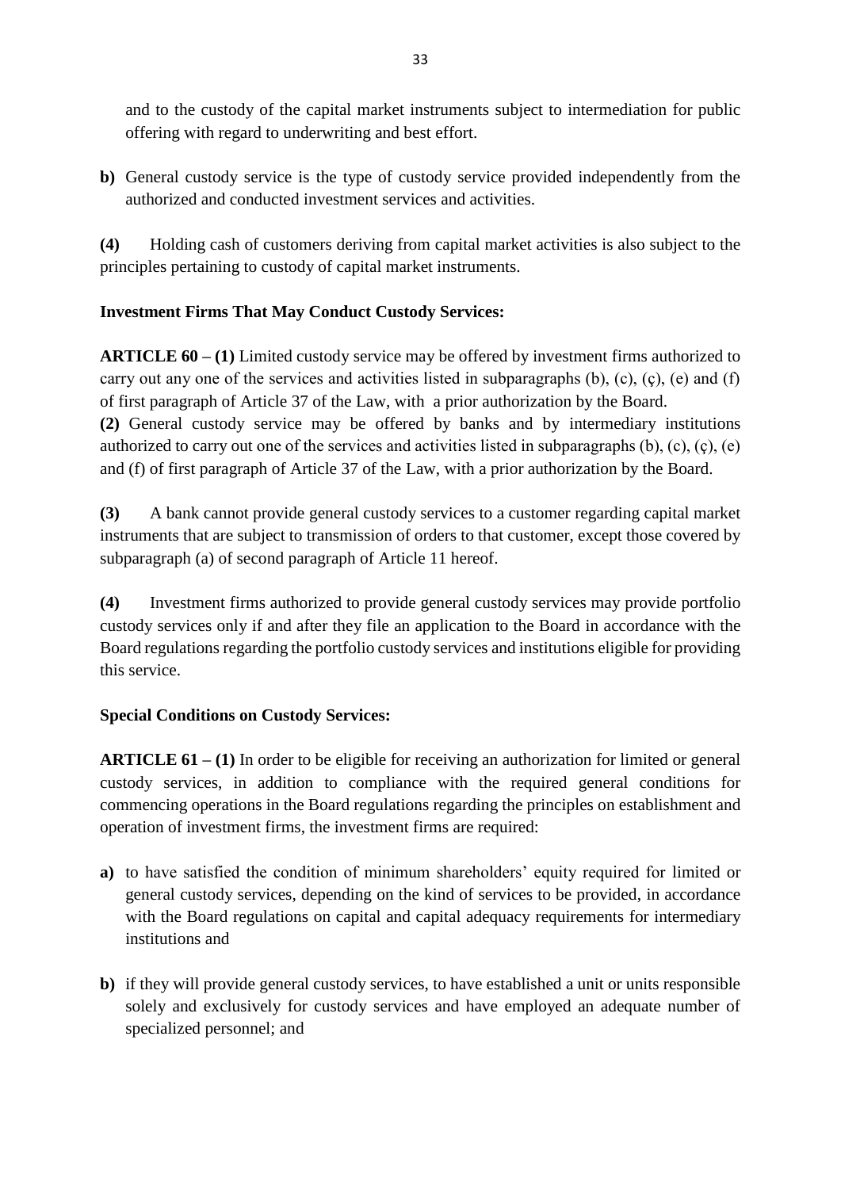and to the custody of the capital market instruments subject to intermediation for public offering with regard to underwriting and best effort.

**b)** General custody service is the type of custody service provided independently from the authorized and conducted investment services and activities.

**(4)** Holding cash of customers deriving from capital market activities is also subject to the principles pertaining to custody of capital market instruments.

**Investment Firms That May Conduct Custody Services:**

**ARTICLE 60 – (1)** Limited custody service may be offered by investment firms authorized to carry out any one of the services and activities listed in subparagraphs (b), (c), (ç), (e) and (f) of first paragraph of Article 37 of the Law, with a prior authorization by the Board.
**(2)** General custody service may be offered by banks and by intermediary institutions authorized to carry out one of the services and activities listed in subparagraphs (b), (c), (ç), (e) and (f) of first paragraph of Article 37 of the Law, with a prior authorization by the Board.

**(3)** A bank cannot provide general custody services to a customer regarding capital market instruments that are subject to transmission of orders to that customer, except those covered by subparagraph (a) of second paragraph of Article 11 hereof.

**(4)** Investment firms authorized to provide general custody services may provide portfolio custody services only if and after they file an application to the Board in accordance with the Board regulations regarding the portfolio custody services and institutions eligible for providing this service.

**Special Conditions on Custody Services:**

**ARTICLE 61 – (1)** In order to be eligible for receiving an authorization for limited or general custody services, in addition to compliance with the required general conditions for commencing operations in the Board regulations regarding the principles on establishment and operation of investment firms, the investment firms are required:

**a)** to have satisfied the condition of minimum shareholders' equity required for limited or general custody services, depending on the kind of services to be provided, in accordance with the Board regulations on capital and capital adequacy requirements for intermediary institutions and

**b)** if they will provide general custody services, to have established a unit or units responsible solely and exclusively for custody services and have employed an adequate number of specialized personnel; and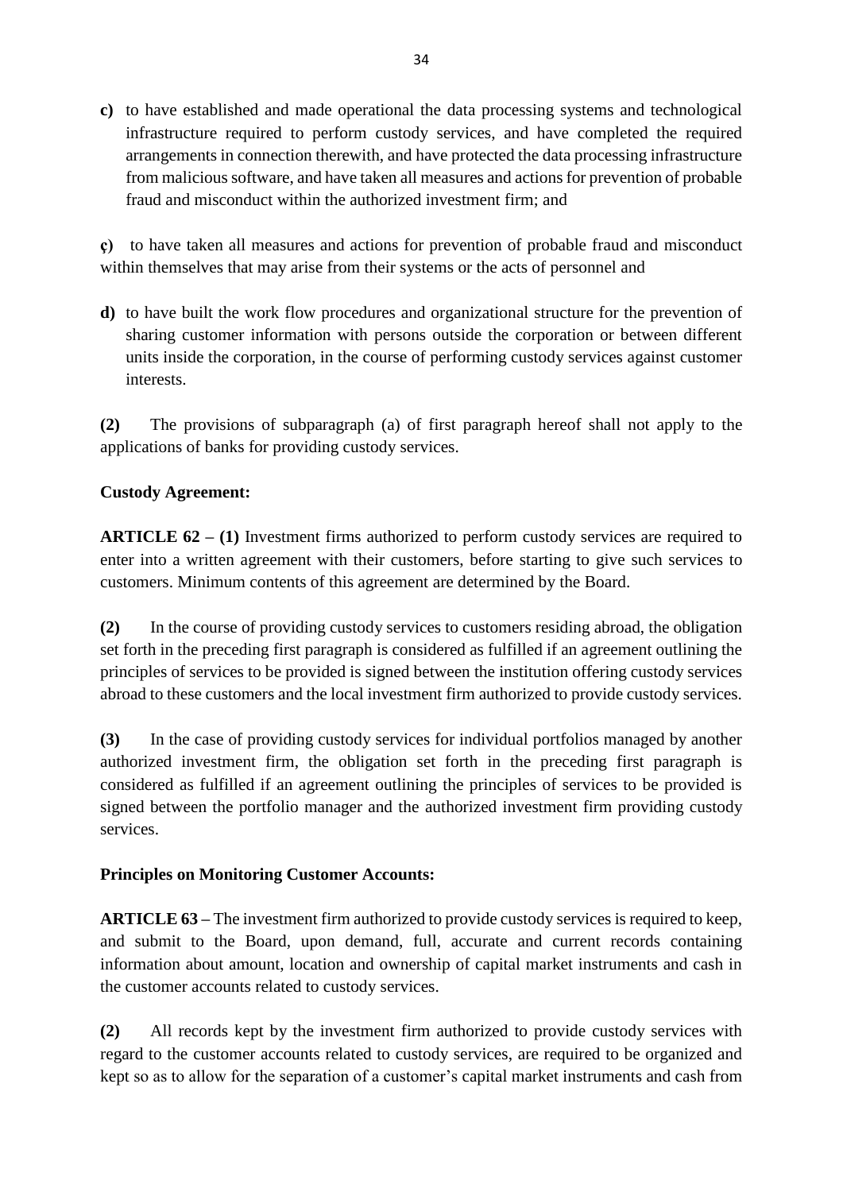**c)** to have established and made operational the data processing systems and technological infrastructure required to perform custody services, and have completed the required arrangements in connection therewith, and have protected the data processing infrastructure from malicious software, and have taken all measures and actions for prevention of probable fraud and misconduct within the authorized investment firm; and

**ç)** to have taken all measures and actions for prevention of probable fraud and misconduct within themselves that may arise from their systems or the acts of personnel and

**d)** to have built the work flow procedures and organizational structure for the prevention of sharing customer information with persons outside the corporation or between different units inside the corporation, in the course of performing custody services against customer interests.

**(2)** The provisions of subparagraph (a) of first paragraph hereof shall not apply to the applications of banks for providing custody services.

**Custody Agreement:**

**ARTICLE 62 – (1)** Investment firms authorized to perform custody services are required to enter into a written agreement with their customers, before starting to give such services to customers. Minimum contents of this agreement are determined by the Board.

**(2)** In the course of providing custody services to customers residing abroad, the obligation set forth in the preceding first paragraph is considered as fulfilled if an agreement outlining the principles of services to be provided is signed between the institution offering custody services abroad to these customers and the local investment firm authorized to provide custody services.

**(3)** In the case of providing custody services for individual portfolios managed by another authorized investment firm, the obligation set forth in the preceding first paragraph is considered as fulfilled if an agreement outlining the principles of services to be provided is signed between the portfolio manager and the authorized investment firm providing custody services.

**Principles on Monitoring Customer Accounts:**

**ARTICLE 63 –** The investment firm authorized to provide custody services is required to keep, and submit to the Board, upon demand, full, accurate and current records containing information about amount, location and ownership of capital market instruments and cash in the customer accounts related to custody services.

**(2)** All records kept by the investment firm authorized to provide custody services with regard to the customer accounts related to custody services, are required to be organized and kept so as to allow for the separation of a customer's capital market instruments and cash from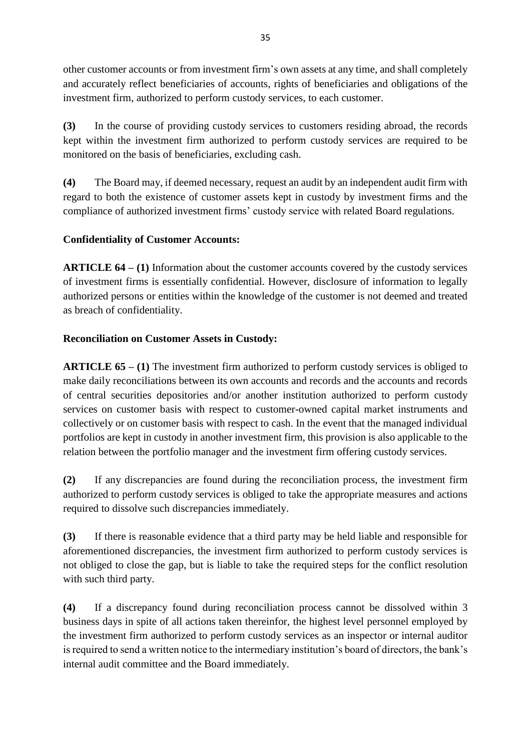other customer accounts or from investment firm's own assets at any time, and shall completely and accurately reflect beneficiaries of accounts, rights of beneficiaries and obligations of the investment firm, authorized to perform custody services, to each customer.

**(3)** In the course of providing custody services to customers residing abroad, the records kept within the investment firm authorized to perform custody services are required to be monitored on the basis of beneficiaries, excluding cash.

**(4)** The Board may, if deemed necessary, request an audit by an independent audit firm with regard to both the existence of customer assets kept in custody by investment firms and the compliance of authorized investment firms' custody service with related Board regulations.

**Confidentiality of Customer Accounts:**

**ARTICLE 64 – (1)** Information about the customer accounts covered by the custody services of investment firms is essentially confidential. However, disclosure of information to legally authorized persons or entities within the knowledge of the customer is not deemed and treated as breach of confidentiality.

**Reconciliation on Customer Assets in Custody:**

**ARTICLE 65 – (1)** The investment firm authorized to perform custody services is obliged to make daily reconciliations between its own accounts and records and the accounts and records of central securities depositories and/or another institution authorized to perform custody services on customer basis with respect to customer-owned capital market instruments and collectively or on customer basis with respect to cash. In the event that the managed individual portfolios are kept in custody in another investment firm, this provision is also applicable to the relation between the portfolio manager and the investment firm offering custody services.

**(2)** If any discrepancies are found during the reconciliation process, the investment firm authorized to perform custody services is obliged to take the appropriate measures and actions required to dissolve such discrepancies immediately.

**(3)** If there is reasonable evidence that a third party may be held liable and responsible for aforementioned discrepancies, the investment firm authorized to perform custody services is not obliged to close the gap, but is liable to take the required steps for the conflict resolution with such third party.

**(4)** If a discrepancy found during reconciliation process cannot be dissolved within 3 business days in spite of all actions taken thereinfor, the highest level personnel employed by the investment firm authorized to perform custody services as an inspector or internal auditor is required to send a written notice to the intermediary institution's board of directors, the bank's internal audit committee and the Board immediately.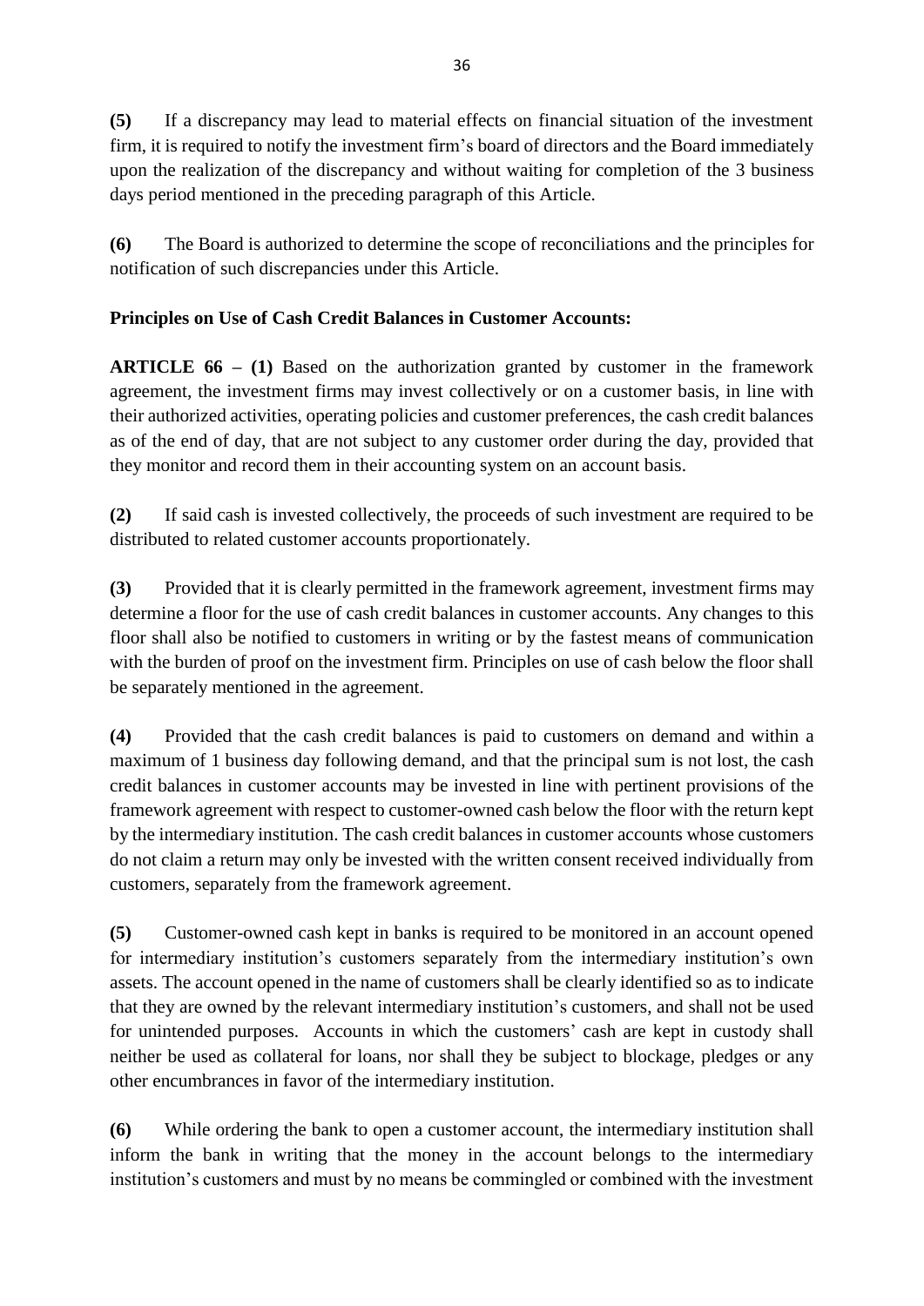**(5)** If a discrepancy may lead to material effects on financial situation of the investment firm, it is required to notify the investment firm's board of directors and the Board immediately upon the realization of the discrepancy and without waiting for completion of the 3 business days period mentioned in the preceding paragraph of this Article.

**(6)** The Board is authorized to determine the scope of reconciliations and the principles for notification of such discrepancies under this Article.

**Principles on Use of Cash Credit Balances in Customer Accounts:**

**ARTICLE 66 – (1)** Based on the authorization granted by customer in the framework agreement, the investment firms may invest collectively or on a customer basis, in line with their authorized activities, operating policies and customer preferences, the cash credit balances as of the end of day, that are not subject to any customer order during the day, provided that they monitor and record them in their accounting system on an account basis.

**(2)** If said cash is invested collectively, the proceeds of such investment are required to be distributed to related customer accounts proportionately.

**(3)** Provided that it is clearly permitted in the framework agreement, investment firms may determine a floor for the use of cash credit balances in customer accounts. Any changes to this floor shall also be notified to customers in writing or by the fastest means of communication with the burden of proof on the investment firm. Principles on use of cash below the floor shall be separately mentioned in the agreement.

**(4)** Provided that the cash credit balances is paid to customers on demand and within a maximum of 1 business day following demand, and that the principal sum is not lost, the cash credit balances in customer accounts may be invested in line with pertinent provisions of the framework agreement with respect to customer-owned cash below the floor with the return kept by the intermediary institution. The cash credit balances in customer accounts whose customers do not claim a return may only be invested with the written consent received individually from customers, separately from the framework agreement.

**(5)** Customer-owned cash kept in banks is required to be monitored in an account opened for intermediary institution's customers separately from the intermediary institution's own assets. The account opened in the name of customers shall be clearly identified so as to indicate that they are owned by the relevant intermediary institution's customers, and shall not be used for unintended purposes. Accounts in which the customers' cash are kept in custody shall neither be used as collateral for loans, nor shall they be subject to blockage, pledges or any other encumbrances in favor of the intermediary institution.

**(6)** While ordering the bank to open a customer account, the intermediary institution shall inform the bank in writing that the money in the account belongs to the intermediary institution's customers and must by no means be commingled or combined with the investment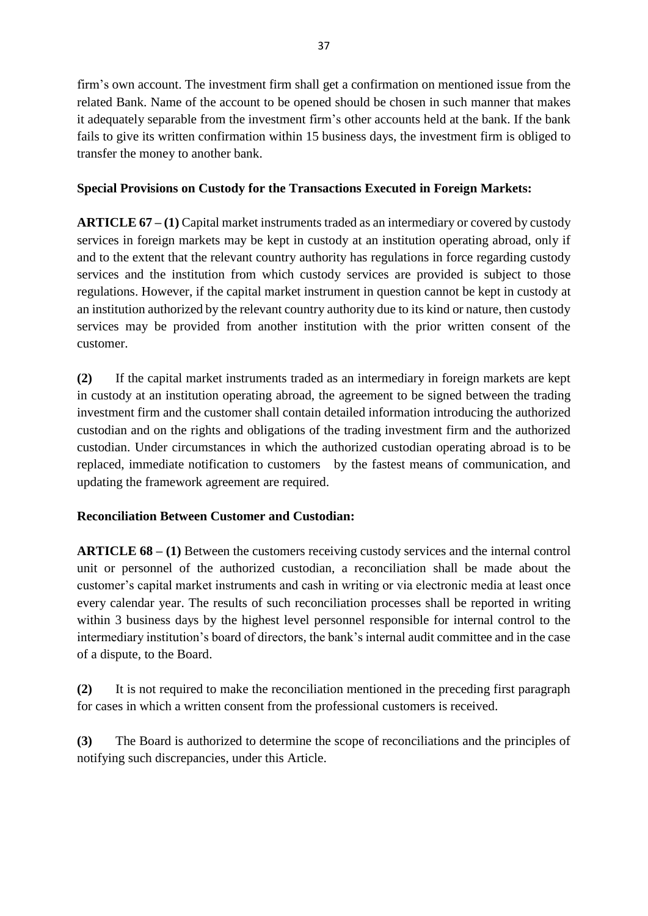firm's own account. The investment firm shall get a confirmation on mentioned issue from the related Bank. Name of the account to be opened should be chosen in such manner that makes it adequately separable from the investment firm's other accounts held at the bank. If the bank fails to give its written confirmation within 15 business days, the investment firm is obliged to transfer the money to another bank.

**Special Provisions on Custody for the Transactions Executed in Foreign Markets:**

**ARTICLE 67 – (1)** Capital market instruments traded as an intermediary or covered by custody services in foreign markets may be kept in custody at an institution operating abroad, only if and to the extent that the relevant country authority has regulations in force regarding custody services and the institution from which custody services are provided is subject to those regulations. However, if the capital market instrument in question cannot be kept in custody at an institution authorized by the relevant country authority due to its kind or nature, then custody services may be provided from another institution with the prior written consent of the customer.

**(2)** If the capital market instruments traded as an intermediary in foreign markets are kept in custody at an institution operating abroad, the agreement to be signed between the trading investment firm and the customer shall contain detailed information introducing the authorized custodian and on the rights and obligations of the trading investment firm and the authorized custodian. Under circumstances in which the authorized custodian operating abroad is to be replaced, immediate notification to customers by the fastest means of communication, and updating the framework agreement are required.

**Reconciliation Between Customer and Custodian:**

**ARTICLE 68 – (1)** Between the customers receiving custody services and the internal control unit or personnel of the authorized custodian, a reconciliation shall be made about the customer's capital market instruments and cash in writing or via electronic media at least once every calendar year. The results of such reconciliation processes shall be reported in writing within 3 business days by the highest level personnel responsible for internal control to the intermediary institution's board of directors, the bank's internal audit committee and in the case of a dispute, to the Board.

**(2)** It is not required to make the reconciliation mentioned in the preceding first paragraph for cases in which a written consent from the professional customers is received.

**(3)** The Board is authorized to determine the scope of reconciliations and the principles of notifying such discrepancies, under this Article.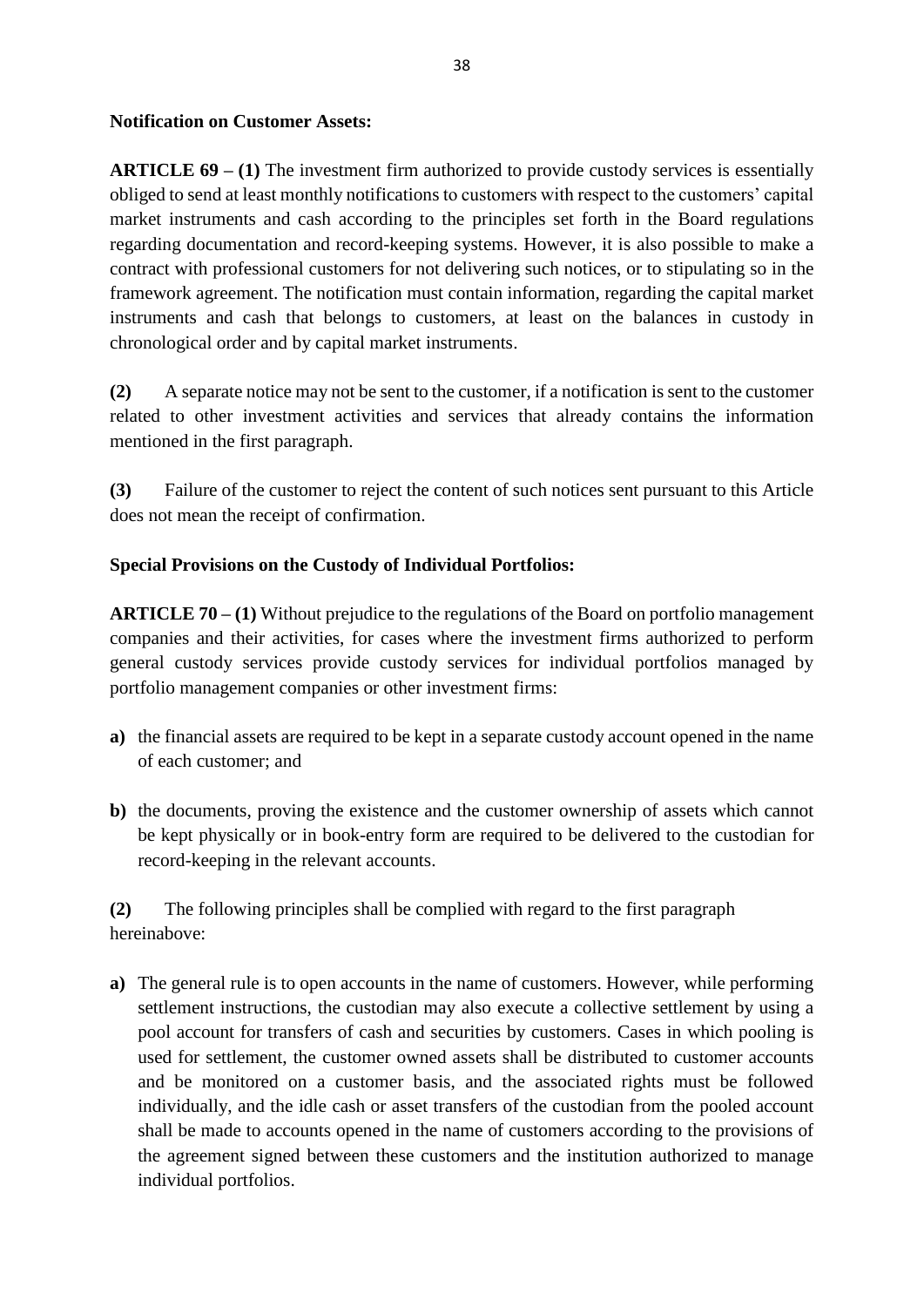**Notification on Customer Assets:**

**ARTICLE 69 – (1)** The investment firm authorized to provide custody services is essentially obliged to send at least monthly notifications to customers with respect to the customers' capital market instruments and cash according to the principles set forth in the Board regulations regarding documentation and record-keeping systems. However, it is also possible to make a contract with professional customers for not delivering such notices, or to stipulating so in the framework agreement. The notification must contain information, regarding the capital market instruments and cash that belongs to customers, at least on the balances in custody in chronological order and by capital market instruments.

**(2)** A separate notice may not be sent to the customer, if a notification is sent to the customer related to other investment activities and services that already contains the information mentioned in the first paragraph.

**(3)** Failure of the customer to reject the content of such notices sent pursuant to this Article does not mean the receipt of confirmation.

**Special Provisions on the Custody of Individual Portfolios:**

**ARTICLE 70 – (1)** Without prejudice to the regulations of the Board on portfolio management companies and their activities, for cases where the investment firms authorized to perform general custody services provide custody services for individual portfolios managed by portfolio management companies or other investment firms:

**a)** the financial assets are required to be kept in a separate custody account opened in the name of each customer; and

**b)** the documents, proving the existence and the customer ownership of assets which cannot be kept physically or in book-entry form are required to be delivered to the custodian for record-keeping in the relevant accounts.

**(2)** The following principles shall be complied with regard to the first paragraph hereinabove:

**a)** The general rule is to open accounts in the name of customers. However, while performing settlement instructions, the custodian may also execute a collective settlement by using a pool account for transfers of cash and securities by customers. Cases in which pooling is used for settlement, the customer owned assets shall be distributed to customer accounts and be monitored on a customer basis, and the associated rights must be followed individually, and the idle cash or asset transfers of the custodian from the pooled account shall be made to accounts opened in the name of customers according to the provisions of the agreement signed between these customers and the institution authorized to manage individual portfolios.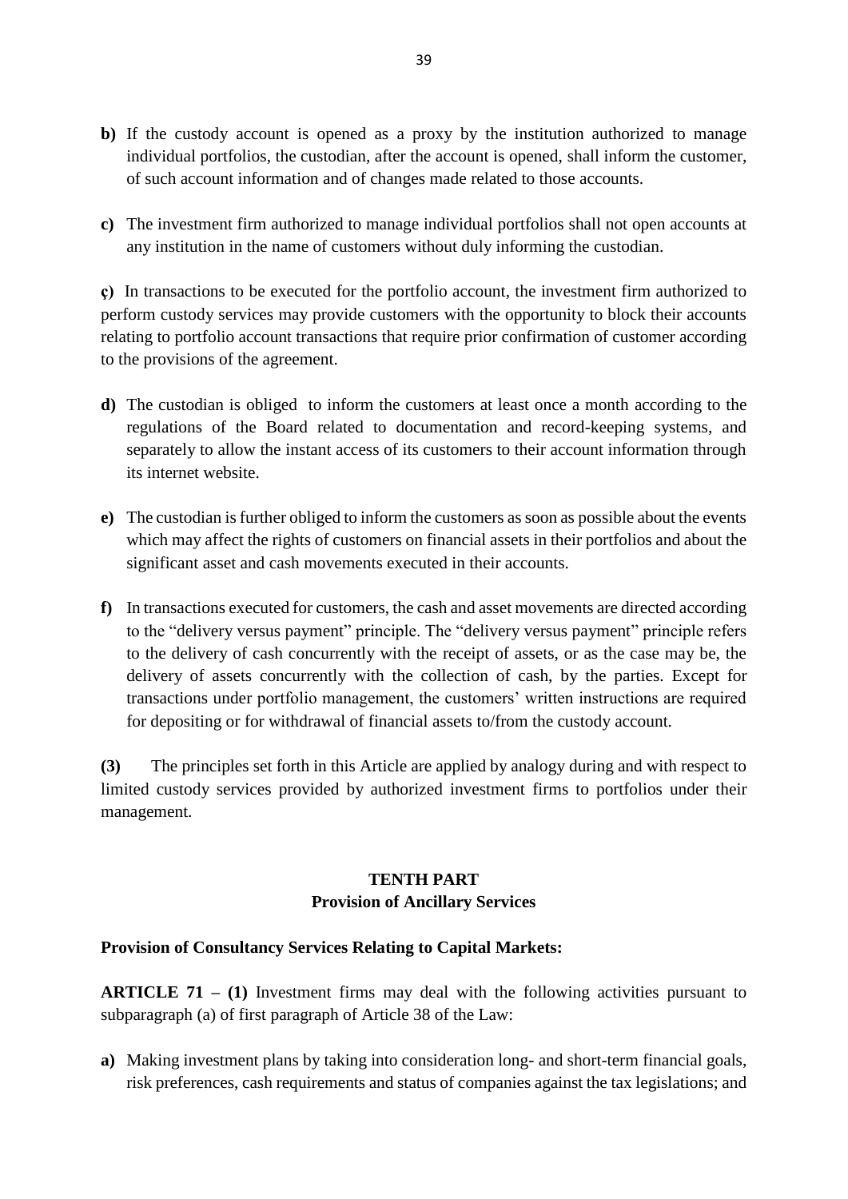**b)** If the custody account is opened as a proxy by the institution authorized to manage individual portfolios, the custodian, after the account is opened, shall inform the customer, of such account information and of changes made related to those accounts.

**c)** The investment firm authorized to manage individual portfolios shall not open accounts at any institution in the name of customers without duly informing the custodian.

**ç)** In transactions to be executed for the portfolio account, the investment firm authorized to perform custody services may provide customers with the opportunity to block their accounts relating to portfolio account transactions that require prior confirmation of customer according to the provisions of the agreement.

**d)** The custodian is obliged to inform the customers at least once a month according to the regulations of the Board related to documentation and record-keeping systems, and separately to allow the instant access of its customers to their account information through its internet website.

**e)** The custodian is further obliged to inform the customers as soon as possible about the events which may affect the rights of customers on financial assets in their portfolios and about the significant asset and cash movements executed in their accounts.

**f)** In transactions executed for customers, the cash and asset movements are directed according to the "delivery versus payment" principle. The "delivery versus payment" principle refers to the delivery of cash concurrently with the receipt of assets, or as the case may be, the delivery of assets concurrently with the collection of cash, by the parties. Except for transactions under portfolio management, the customers' written instructions are required for depositing or for withdrawal of financial assets to/from the custody account.

**(3)** The principles set forth in this Article are applied by analogy during and with respect to limited custody services provided by authorized investment firms to portfolios under their management.

## TENTH PART
## Provision of Ancillary Services

**Provision of Consultancy Services Relating to Capital Markets:**

**ARTICLE 71 – (1)** Investment firms may deal with the following activities pursuant to subparagraph (a) of first paragraph of Article 38 of the Law:

**a)** Making investment plans by taking into consideration long- and short-term financial goals, risk preferences, cash requirements and status of companies against the tax legislations; and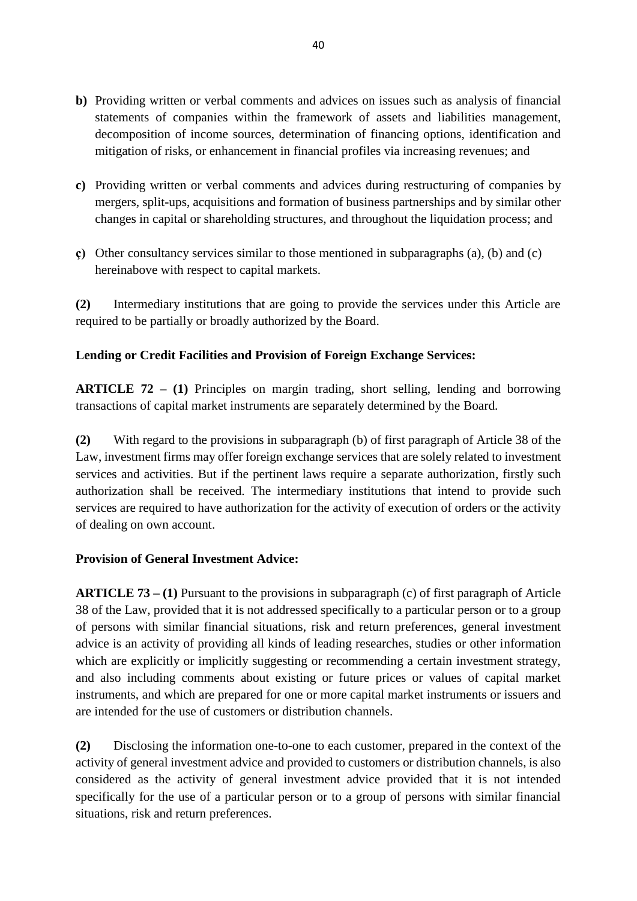**b)** Providing written or verbal comments and advices on issues such as analysis of financial statements of companies within the framework of assets and liabilities management, decomposition of income sources, determination of financing options, identification and mitigation of risks, or enhancement in financial profiles via increasing revenues; and

**c)** Providing written or verbal comments and advices during restructuring of companies by mergers, split-ups, acquisitions and formation of business partnerships and by similar other changes in capital or shareholding structures, and throughout the liquidation process; and

**ç)** Other consultancy services similar to those mentioned in subparagraphs (a), (b) and (c) hereinabove with respect to capital markets.

**(2)** Intermediary institutions that are going to provide the services under this Article are required to be partially or broadly authorized by the Board.

**Lending or Credit Facilities and Provision of Foreign Exchange Services:**

**ARTICLE 72 – (1)** Principles on margin trading, short selling, lending and borrowing transactions of capital market instruments are separately determined by the Board.

**(2)** With regard to the provisions in subparagraph (b) of first paragraph of Article 38 of the Law, investment firms may offer foreign exchange services that are solely related to investment services and activities. But if the pertinent laws require a separate authorization, firstly such authorization shall be received. The intermediary institutions that intend to provide such services are required to have authorization for the activity of execution of orders or the activity of dealing on own account.

**Provision of General Investment Advice:**

**ARTICLE 73 – (1)** Pursuant to the provisions in subparagraph (c) of first paragraph of Article 38 of the Law, provided that it is not addressed specifically to a particular person or to a group of persons with similar financial situations, risk and return preferences, general investment advice is an activity of providing all kinds of leading researches, studies or other information which are explicitly or implicitly suggesting or recommending a certain investment strategy, and also including comments about existing or future prices or values of capital market instruments, and which are prepared for one or more capital market instruments or issuers and are intended for the use of customers or distribution channels.

**(2)** Disclosing the information one-to-one to each customer, prepared in the context of the activity of general investment advice and provided to customers or distribution channels, is also considered as the activity of general investment advice provided that it is not intended specifically for the use of a particular person or to a group of persons with similar financial situations, risk and return preferences.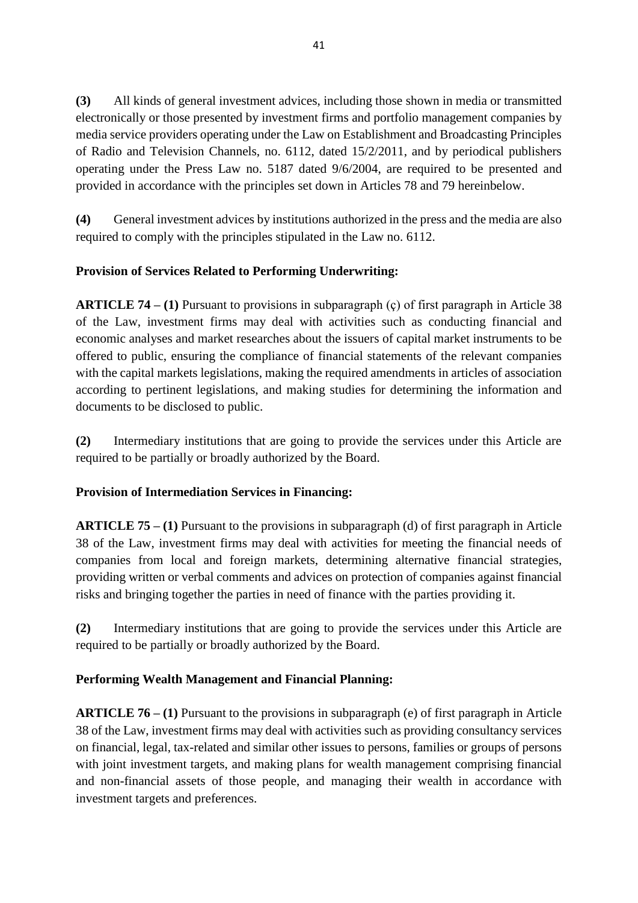**(3)** All kinds of general investment advices, including those shown in media or transmitted electronically or those presented by investment firms and portfolio management companies by media service providers operating under the Law on Establishment and Broadcasting Principles of Radio and Television Channels, no. 6112, dated 15/2/2011, and by periodical publishers operating under the Press Law no. 5187 dated 9/6/2004, are required to be presented and provided in accordance with the principles set down in Articles 78 and 79 hereinbelow.

**(4)** General investment advices by institutions authorized in the press and the media are also required to comply with the principles stipulated in the Law no. 6112.

**Provision of Services Related to Performing Underwriting:**

**ARTICLE 74 – (1)** Pursuant to provisions in subparagraph (ç) of first paragraph in Article 38 of the Law, investment firms may deal with activities such as conducting financial and economic analyses and market researches about the issuers of capital market instruments to be offered to public, ensuring the compliance of financial statements of the relevant companies with the capital markets legislations, making the required amendments in articles of association according to pertinent legislations, and making studies for determining the information and documents to be disclosed to public.

**(2)** Intermediary institutions that are going to provide the services under this Article are required to be partially or broadly authorized by the Board.

**Provision of Intermediation Services in Financing:**

**ARTICLE 75 – (1)** Pursuant to the provisions in subparagraph (d) of first paragraph in Article 38 of the Law, investment firms may deal with activities for meeting the financial needs of companies from local and foreign markets, determining alternative financial strategies, providing written or verbal comments and advices on protection of companies against financial risks and bringing together the parties in need of finance with the parties providing it.

**(2)** Intermediary institutions that are going to provide the services under this Article are required to be partially or broadly authorized by the Board.

**Performing Wealth Management and Financial Planning:**

**ARTICLE 76 – (1)** Pursuant to the provisions in subparagraph (e) of first paragraph in Article 38 of the Law, investment firms may deal with activities such as providing consultancy services on financial, legal, tax-related and similar other issues to persons, families or groups of persons with joint investment targets, and making plans for wealth management comprising financial and non-financial assets of those people, and managing their wealth in accordance with investment targets and preferences.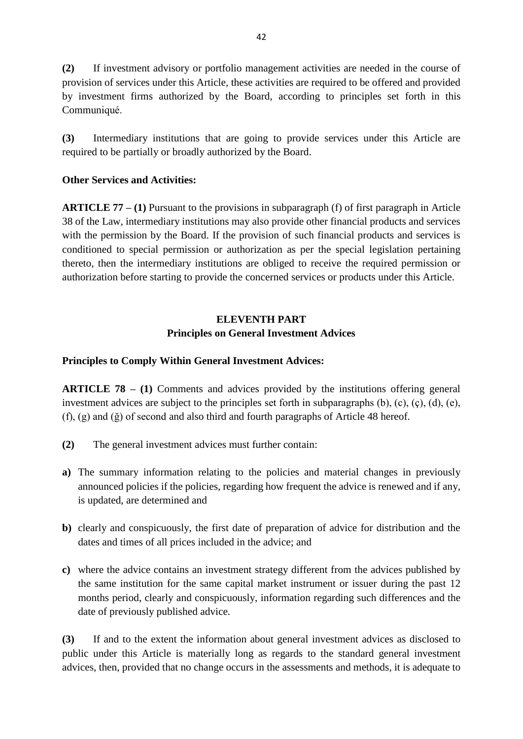**(2)** If investment advisory or portfolio management activities are needed in the course of provision of services under this Article, these activities are required to be offered and provided by investment firms authorized by the Board, according to principles set forth in this Communiqué.

**(3)** Intermediary institutions that are going to provide services under this Article are required to be partially or broadly authorized by the Board.

**Other Services and Activities:**

**ARTICLE 77 – (1)** Pursuant to the provisions in subparagraph (f) of first paragraph in Article 38 of the Law, intermediary institutions may also provide other financial products and services with the permission by the Board. If the provision of such financial products and services is conditioned to special permission or authorization as per the special legislation pertaining thereto, then the intermediary institutions are obliged to receive the required permission or authorization before starting to provide the concerned services or products under this Article.

## ELEVENTH PART
## Principles on General Investment Advices

**Principles to Comply Within General Investment Advices:**

**ARTICLE 78 – (1)** Comments and advices provided by the institutions offering general investment advices are subject to the principles set forth in subparagraphs (b), (c), (ç), (d), (e), (f), (g) and (ğ) of second and also third and fourth paragraphs of Article 48 hereof.

**(2)** The general investment advices must further contain:

**a)** The summary information relating to the policies and material changes in previously announced policies if the policies, regarding how frequent the advice is renewed and if any, is updated, are determined and

**b)** clearly and conspicuously, the first date of preparation of advice for distribution and the dates and times of all prices included in the advice; and

**c)** where the advice contains an investment strategy different from the advices published by the same institution for the same capital market instrument or issuer during the past 12 months period, clearly and conspicuously, information regarding such differences and the date of previously published advice.

**(3)** If and to the extent the information about general investment advices as disclosed to public under this Article is materially long as regards to the standard general investment advices, then, provided that no change occurs in the assessments and methods, it is adequate to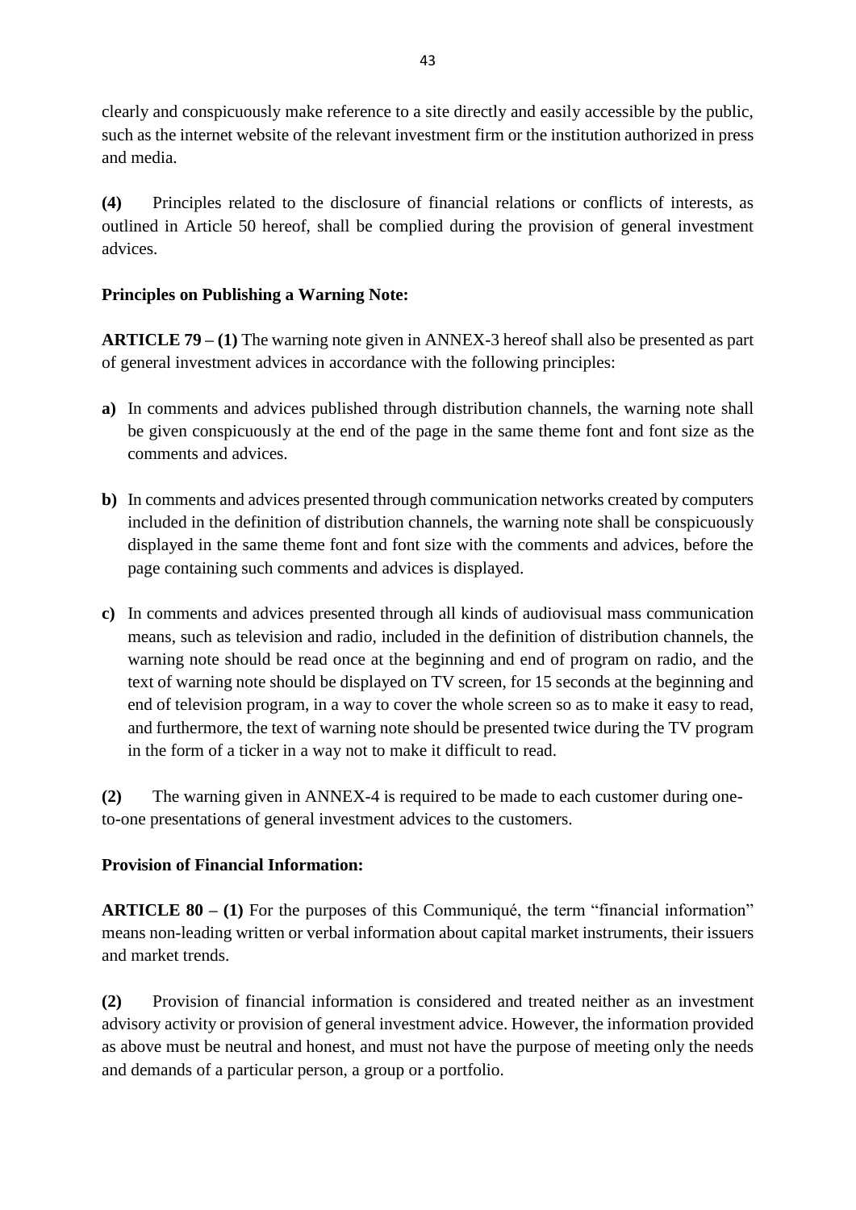clearly and conspicuously make reference to a site directly and easily accessible by the public, such as the internet website of the relevant investment firm or the institution authorized in press and media.

**(4)** Principles related to the disclosure of financial relations or conflicts of interests, as outlined in Article 50 hereof, shall be complied during the provision of general investment advices.

**Principles on Publishing a Warning Note:**

**ARTICLE 79 – (1)** The warning note given in ANNEX-3 hereof shall also be presented as part of general investment advices in accordance with the following principles:

**a)** In comments and advices published through distribution channels, the warning note shall be given conspicuously at the end of the page in the same theme font and font size as the comments and advices.

**b)** In comments and advices presented through communication networks created by computers included in the definition of distribution channels, the warning note shall be conspicuously displayed in the same theme font and font size with the comments and advices, before the page containing such comments and advices is displayed.

**c)** In comments and advices presented through all kinds of audiovisual mass communication means, such as television and radio, included in the definition of distribution channels, the warning note should be read once at the beginning and end of program on radio, and the text of warning note should be displayed on TV screen, for 15 seconds at the beginning and end of television program, in a way to cover the whole screen so as to make it easy to read, and furthermore, the text of warning note should be presented twice during the TV program in the form of a ticker in a way not to make it difficult to read.

**(2)** The warning given in ANNEX-4 is required to be made to each customer during one-to-one presentations of general investment advices to the customers.

**Provision of Financial Information:**

**ARTICLE 80 – (1)** For the purposes of this Communiqué, the term "financial information" means non-leading written or verbal information about capital market instruments, their issuers and market trends.

**(2)** Provision of financial information is considered and treated neither as an investment advisory activity or provision of general investment advice. However, the information provided as above must be neutral and honest, and must not have the purpose of meeting only the needs and demands of a particular person, a group or a portfolio.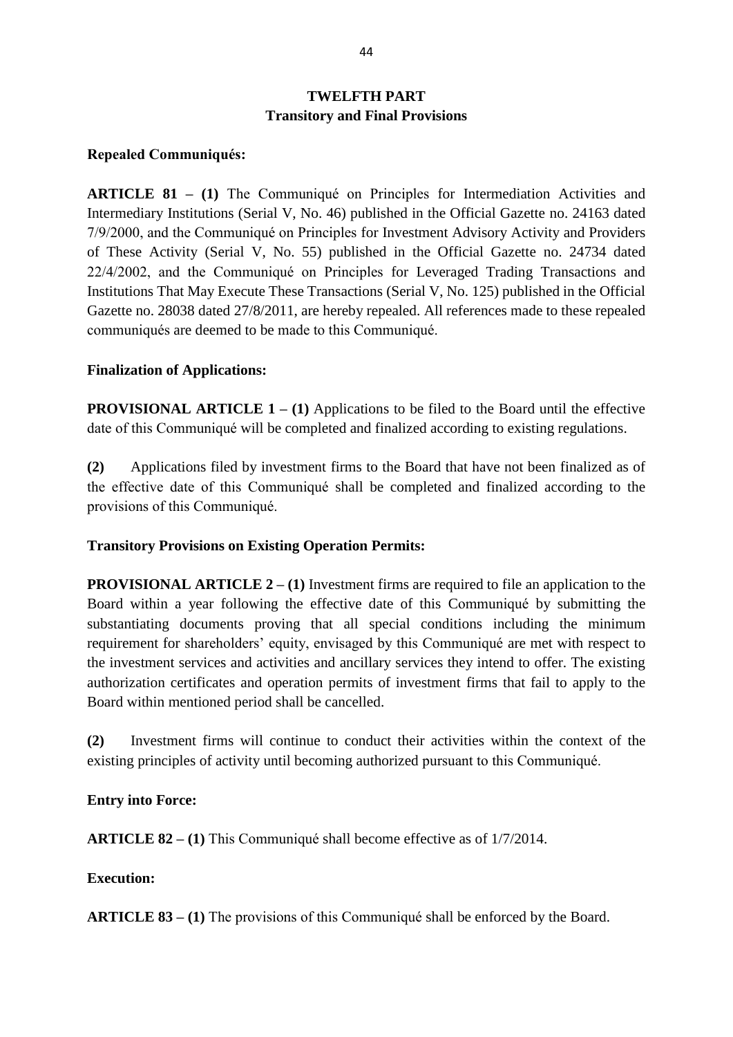## TWELFTH PART
## Transitory and Final Provisions

**Repealed Communiqués:**

**ARTICLE 81 – (1)** The Communiqué on Principles for Intermediation Activities and Intermediary Institutions (Serial V, No. 46) published in the Official Gazette no. 24163 dated 7/9/2000, and the Communiqué on Principles for Investment Advisory Activity and Providers of These Activity (Serial V, No. 55) published in the Official Gazette no. 24734 dated 22/4/2002, and the Communiqué on Principles for Leveraged Trading Transactions and Institutions That May Execute These Transactions (Serial V, No. 125) published in the Official Gazette no. 28038 dated 27/8/2011, are hereby repealed. All references made to these repealed communiqués are deemed to be made to this Communiqué.

**Finalization of Applications:**

**PROVISIONAL ARTICLE 1 – (1)** Applications to be filed to the Board until the effective date of this Communiqué will be completed and finalized according to existing regulations.

**(2)** Applications filed by investment firms to the Board that have not been finalized as of the effective date of this Communiqué shall be completed and finalized according to the provisions of this Communiqué.

**Transitory Provisions on Existing Operation Permits:**

**PROVISIONAL ARTICLE 2 – (1)** Investment firms are required to file an application to the Board within a year following the effective date of this Communiqué by submitting the substantiating documents proving that all special conditions including the minimum requirement for shareholders' equity, envisaged by this Communiqué are met with respect to the investment services and activities and ancillary services they intend to offer. The existing authorization certificates and operation permits of investment firms that fail to apply to the Board within mentioned period shall be cancelled.

**(2)** Investment firms will continue to conduct their activities within the context of the existing principles of activity until becoming authorized pursuant to this Communiqué.

**Entry into Force:**

**ARTICLE 82 – (1)** This Communiqué shall become effective as of 1/7/2014.

**Execution:**

**ARTICLE 83 – (1)** The provisions of this Communiqué shall be enforced by the Board.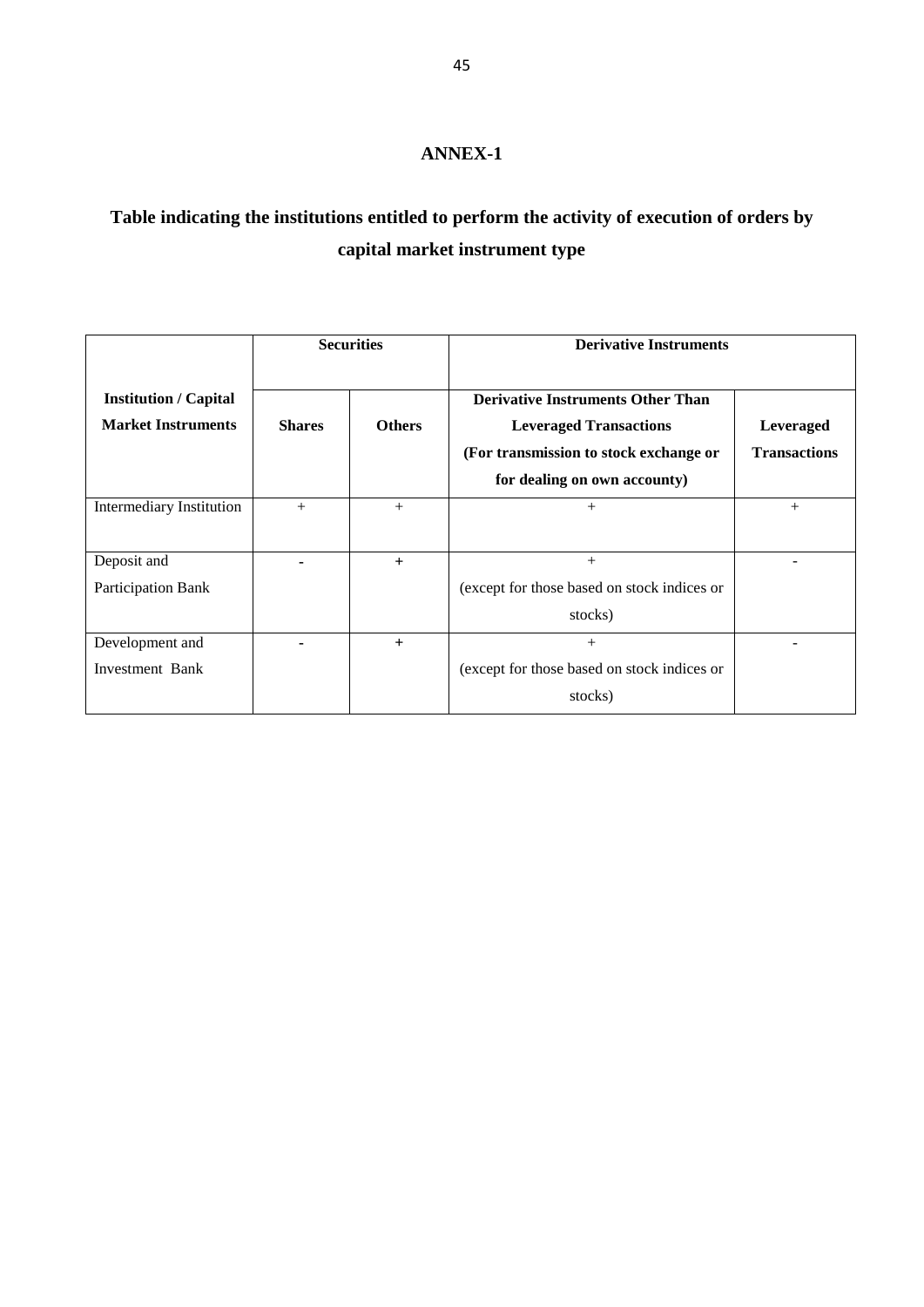# ANNEX-1

## Table indicating the institutions entitled to perform the activity of execution of orders by capital market instrument type

| Institution / Capital Market Instruments | Securities | | Derivative Instruments | |
|---|---|---|---|---|
| | **Shares** | **Others** | **Derivative Instruments Other Than Leveraged Transactions (For transmission to stock exchange or for dealing on own accounty)** | **Leveraged Transactions** |
| Intermediary Institution | + | + | + | + |
| Deposit and Participation Bank | - | + | + (except for those based on stock indices or stocks) | - |
| Development and Investment Bank | - | + | + (except for those based on stock indices or stocks) | - |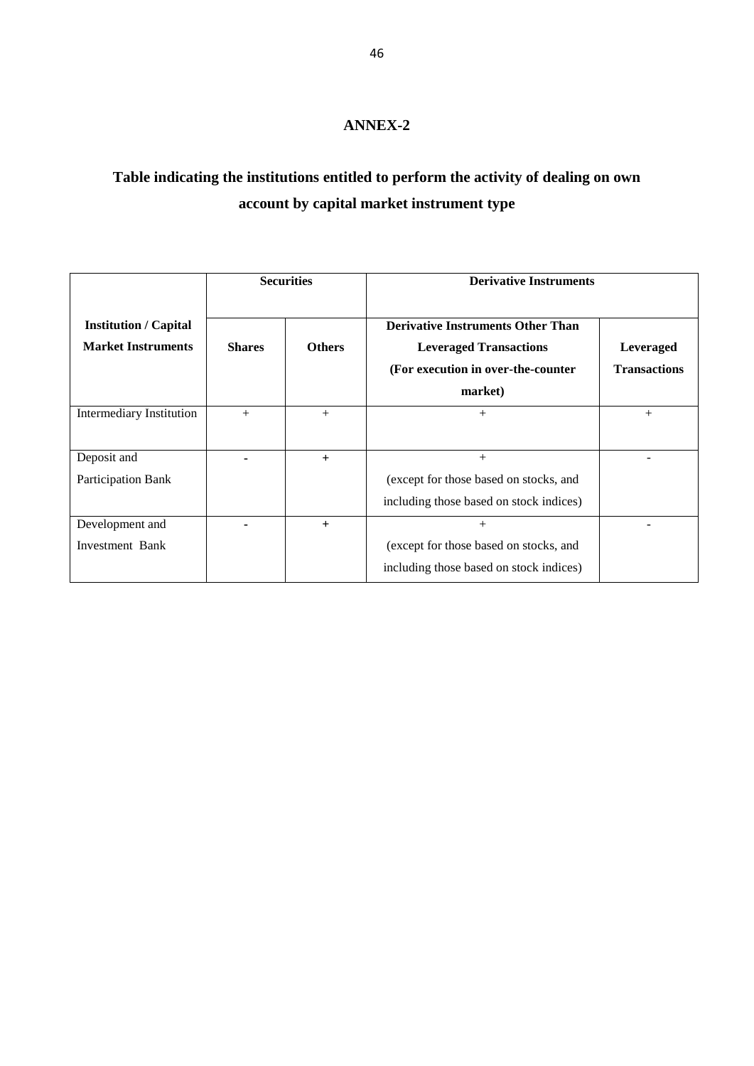# ANNEX-2

## Table indicating the institutions entitled to perform the activity of dealing on own account by capital market instrument type

| Institution / Capital Market Instruments | Securities | | Derivative Instruments | |
|---|---|---|---|---|
| | **Shares** | **Others** | **Derivative Instruments Other Than Leveraged Transactions (For execution in over-the-counter market)** | **Leveraged Transactions** |
| Intermediary Institution | + | + | + | + |
| Deposit and Participation Bank | - | + | + (except for those based on stocks, and including those based on stock indices) | - |
| Development and Investment Bank | - | + | + (except for those based on stocks, and including those based on stock indices) | - |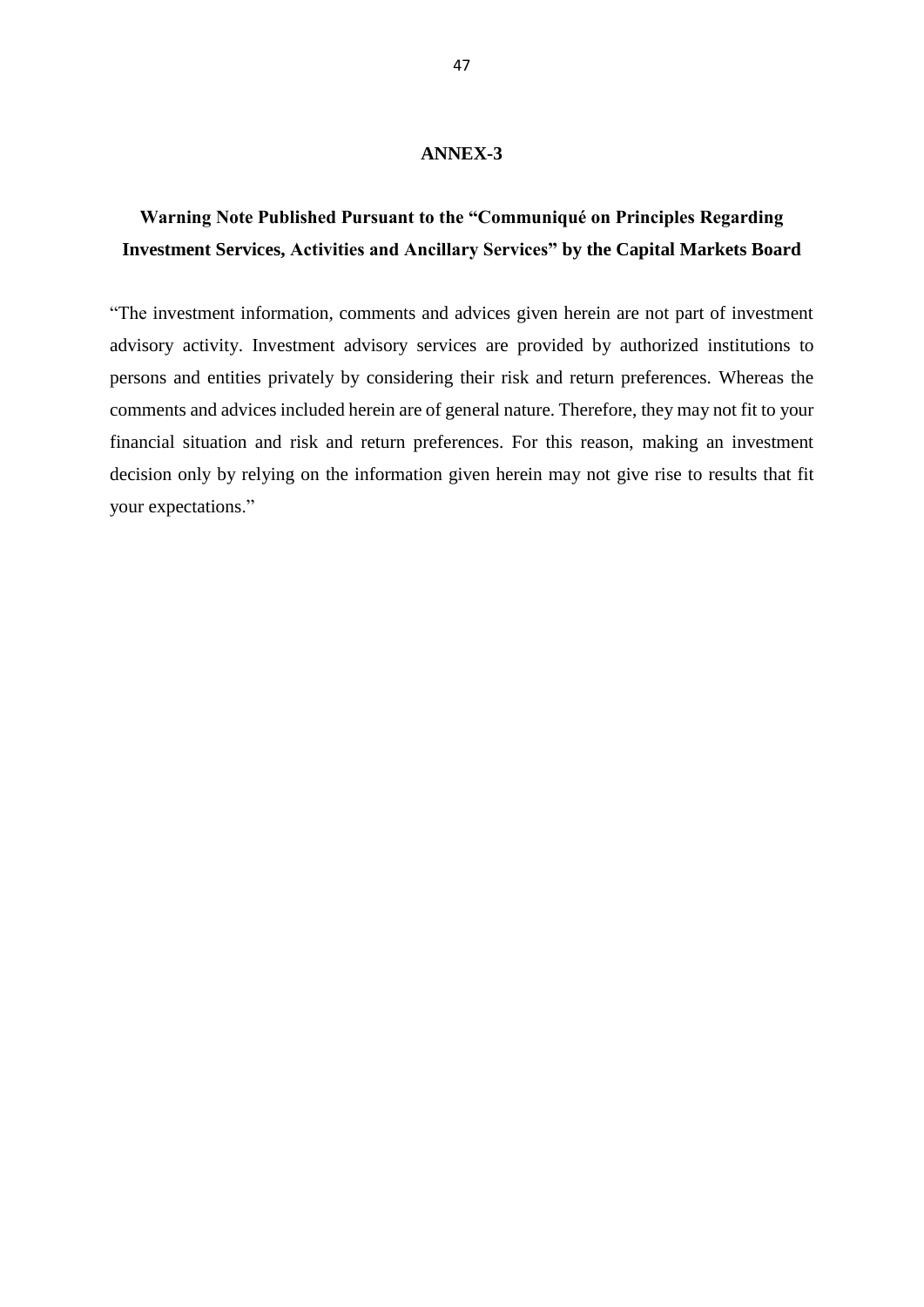# ANNEX-3

## Warning Note Published Pursuant to the "Communiqué on Principles Regarding Investment Services, Activities and Ancillary Services" by the Capital Markets Board

"The investment information, comments and advices given herein are not part of investment advisory activity. Investment advisory services are provided by authorized institutions to persons and entities privately by considering their risk and return preferences. Whereas the comments and advices included herein are of general nature. Therefore, they may not fit to your financial situation and risk and return preferences. For this reason, making an investment decision only by relying on the information given herein may not give rise to results that fit your expectations."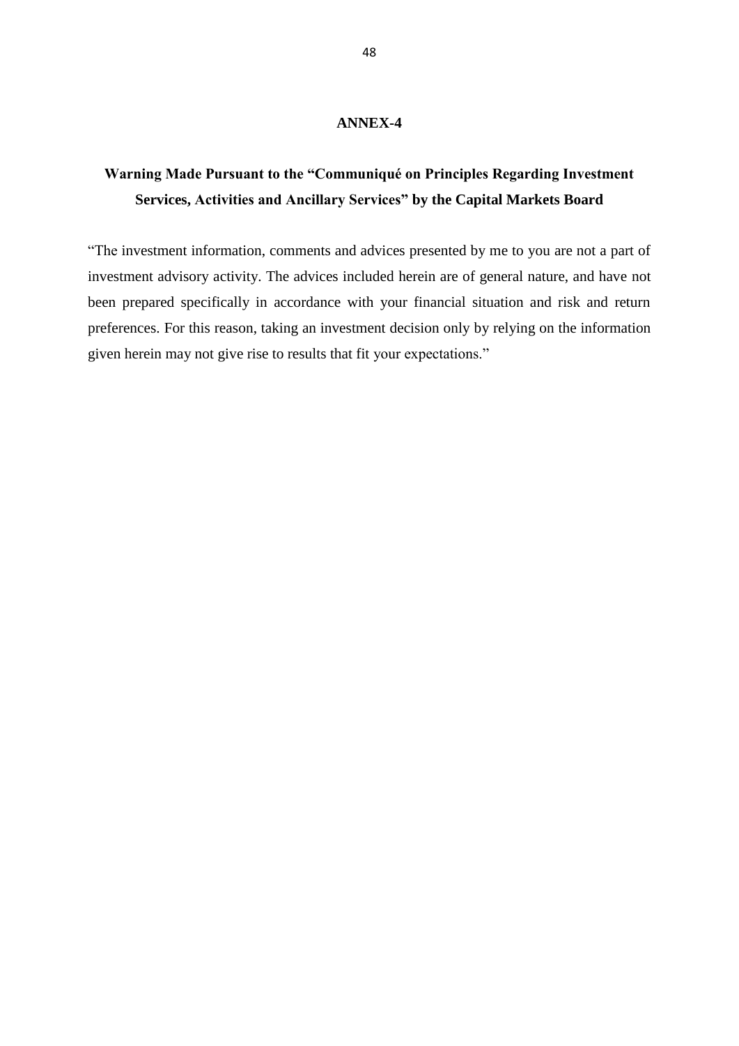## ANNEX-4

### Warning Made Pursuant to the "Communiqué on Principles Regarding Investment Services, Activities and Ancillary Services" by the Capital Markets Board

"The investment information, comments and advices presented by me to you are not a part of investment advisory activity. The advices included herein are of general nature, and have not been prepared specifically in accordance with your financial situation and risk and return preferences. For this reason, taking an investment decision only by relying on the information given herein may not give rise to results that fit your expectations."